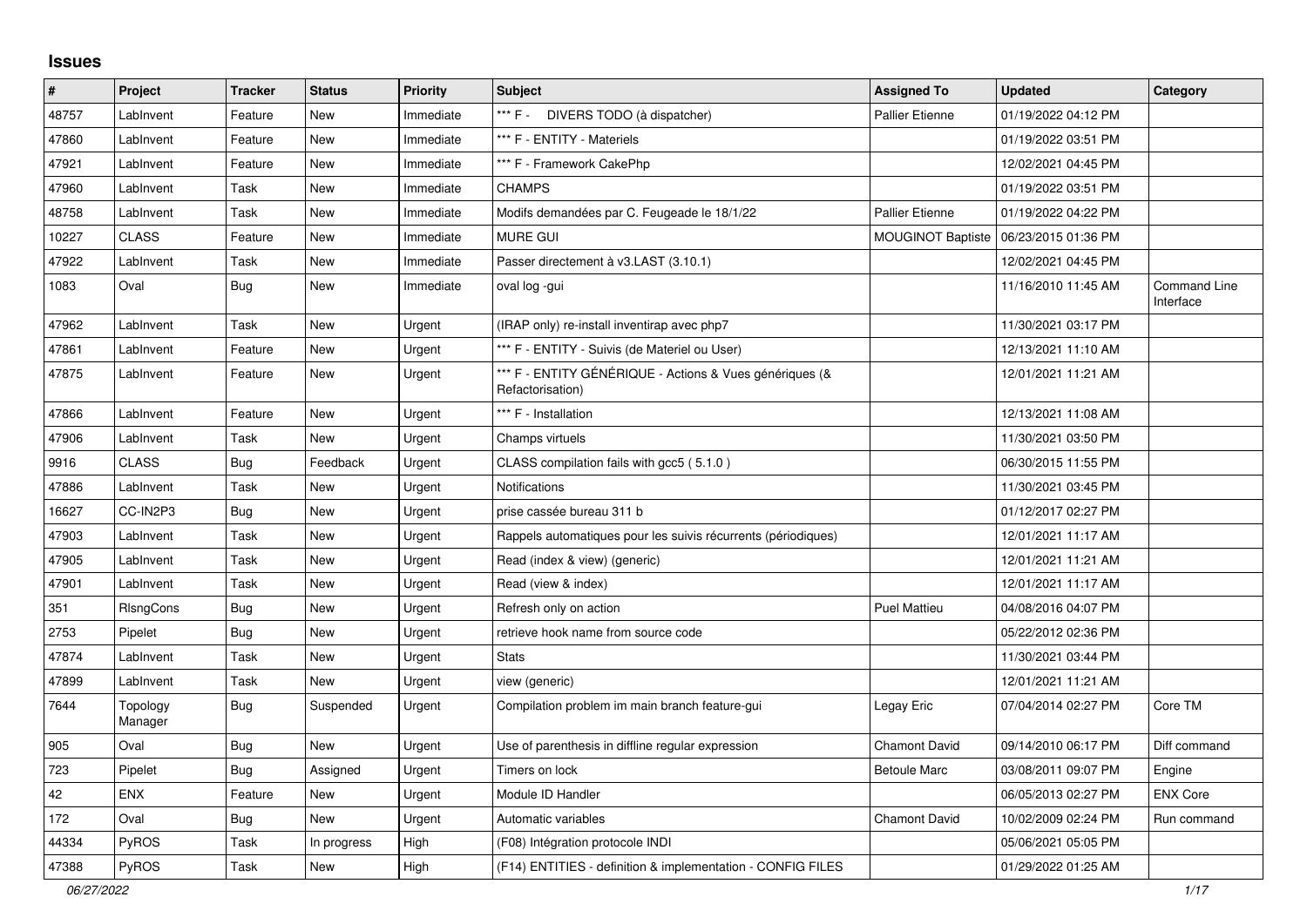## Issues

| # | Project | Tracker | Status | Priority | Subject | Assigned To | Updated | Category |
|---|---|---|---|---|---|---|---|---|
| 48757 | LabInvent | Feature | New | Immediate | *** F - DIVERS TODO (à dispatcher) | Pallier Etienne | 01/19/2022 04:12 PM | |
| 47860 | LabInvent | Feature | New | Immediate | *** F - ENTITY - Materiels | | 01/19/2022 03:51 PM | |
| 47921 | LabInvent | Feature | New | Immediate | *** F - Framework CakePhp | | 12/02/2021 04:45 PM | |
| 47960 | LabInvent | Task | New | Immediate | CHAMPS | | 01/19/2022 03:51 PM | |
| 48758 | LabInvent | Task | New | Immediate | Modifs demandées par C. Feugeade le 18/1/22 | Pallier Etienne | 01/19/2022 04:22 PM | |
| 10227 | CLASS | Feature | New | Immediate | MURE GUI | MOUGINOT Baptiste | 06/23/2015 01:36 PM | |
| 47922 | LabInvent | Task | New | Immediate | Passer directement à v3.LAST (3.10.1) | | 12/02/2021 04:45 PM | |
| 1083 | Oval | Bug | New | Immediate | oval log -gui | | 11/16/2010 11:45 AM | Command Line Interface |
| 47962 | LabInvent | Task | New | Urgent | (IRAP only) re-install inventirap avec php7 | | 11/30/2021 03:17 PM | |
| 47861 | LabInvent | Feature | New | Urgent | *** F - ENTITY - Suivis (de Materiel ou User) | | 12/13/2021 11:10 AM | |
| 47875 | LabInvent | Feature | New | Urgent | *** F - ENTITY GÉNÉRIQUE - Actions & Vues génériques (& Refactorisation) | | 12/01/2021 11:21 AM | |
| 47866 | LabInvent | Feature | New | Urgent | *** F - Installation | | 12/13/2021 11:08 AM | |
| 47906 | LabInvent | Task | New | Urgent | Champs virtuels | | 11/30/2021 03:50 PM | |
| 9916 | CLASS | Bug | Feedback | Urgent | CLASS compilation fails with gcc5 ( 5.1.0 ) | | 06/30/2015 11:55 PM | |
| 47886 | LabInvent | Task | New | Urgent | Notifications | | 11/30/2021 03:45 PM | |
| 16627 | CC-IN2P3 | Bug | New | Urgent | prise cassée bureau 311 b | | 01/12/2017 02:27 PM | |
| 47903 | LabInvent | Task | New | Urgent | Rappels automatiques pour les suivis récurrents (périodiques) | | 12/01/2021 11:17 AM | |
| 47905 | LabInvent | Task | New | Urgent | Read (index & view) (generic) | | 12/01/2021 11:21 AM | |
| 47901 | LabInvent | Task | New | Urgent | Read (view & index) | | 12/01/2021 11:17 AM | |
| 351 | RlsngCons | Bug | New | Urgent | Refresh only on action | Puel Mattieu | 04/08/2016 04:07 PM | |
| 2753 | Pipelet | Bug | New | Urgent | retrieve hook name from source code | | 05/22/2012 02:36 PM | |
| 47874 | LabInvent | Task | New | Urgent | Stats | | 11/30/2021 03:44 PM | |
| 47899 | LabInvent | Task | New | Urgent | view (generic) | | 12/01/2021 11:21 AM | |
| 7644 | Topology Manager | Bug | Suspended | Urgent | Compilation problem im main branch feature-gui | Legay Eric | 07/04/2014 02:27 PM | Core TM |
| 905 | Oval | Bug | New | Urgent | Use of parenthesis in diffline regular expression | Chamont David | 09/14/2010 06:17 PM | Diff command |
| 723 | Pipelet | Bug | Assigned | Urgent | Timers on lock | Betoule Marc | 03/08/2011 09:07 PM | Engine |
| 42 | ENX | Feature | New | Urgent | Module ID Handler | | 06/05/2013 02:27 PM | ENX Core |
| 172 | Oval | Bug | New | Urgent | Automatic variables | Chamont David | 10/02/2009 02:24 PM | Run command |
| 44334 | PyROS | Task | In progress | High | (F08) Intégration protocole INDI | | 05/06/2021 05:05 PM | |
| 47388 | PyROS | Task | New | High | (F14) ENTITIES - definition & implementation - CONFIG FILES | | 01/29/2022 01:25 AM | |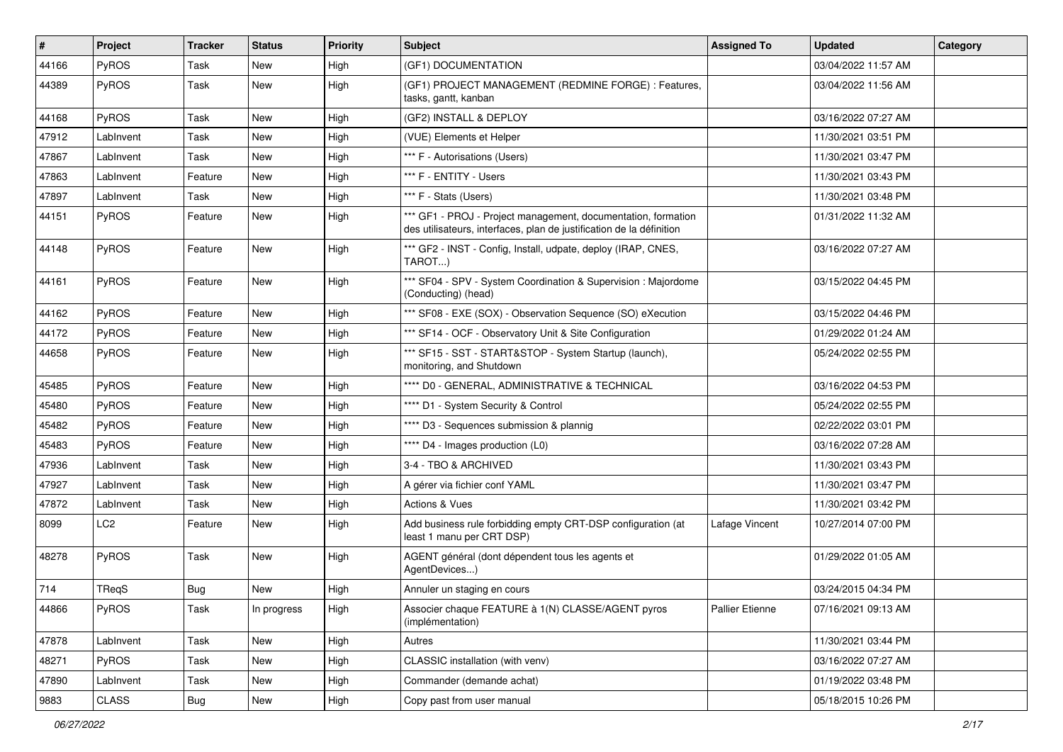| # | Project | Tracker | Status | Priority | Subject | Assigned To | Updated | Category |
|---|---|---|---|---|---|---|---|---|
| 44166 | PyROS | Task | New | High | (GF1) DOCUMENTATION | | 03/04/2022 11:57 AM | |
| 44389 | PyROS | Task | New | High | (GF1) PROJECT MANAGEMENT (REDMINE FORGE) : Features, tasks, gantt, kanban | | 03/04/2022 11:56 AM | |
| 44168 | PyROS | Task | New | High | (GF2) INSTALL & DEPLOY | | 03/16/2022 07:27 AM | |
| 47912 | LabInvent | Task | New | High | (VUE) Elements et Helper | | 11/30/2021 03:51 PM | |
| 47867 | LabInvent | Task | New | High | *** F - Autorisations (Users) | | 11/30/2021 03:47 PM | |
| 47863 | LabInvent | Feature | New | High | *** F - ENTITY - Users | | 11/30/2021 03:43 PM | |
| 47897 | LabInvent | Task | New | High | *** F - Stats (Users) | | 11/30/2021 03:48 PM | |
| 44151 | PyROS | Feature | New | High | *** GF1 - PROJ - Project management, documentation, formation des utilisateurs, interfaces, plan de justification de la définition | | 01/31/2022 11:32 AM | |
| 44148 | PyROS | Feature | New | High | *** GF2 - INST - Config, Install, udpate, deploy (IRAP, CNES, TAROT...) | | 03/16/2022 07:27 AM | |
| 44161 | PyROS | Feature | New | High | *** SF04 - SPV - System Coordination & Supervision : Majordome (Conducting) (head) | | 03/15/2022 04:45 PM | |
| 44162 | PyROS | Feature | New | High | *** SF08 - EXE (SOX) - Observation Sequence (SO) eXecution | | 03/15/2022 04:46 PM | |
| 44172 | PyROS | Feature | New | High | *** SF14 - OCF - Observatory Unit & Site Configuration | | 01/29/2022 01:24 AM | |
| 44658 | PyROS | Feature | New | High | *** SF15 - SST - START&STOP - System Startup (launch), monitoring, and Shutdown | | 05/24/2022 02:55 PM | |
| 45485 | PyROS | Feature | New | High | **** D0 - GENERAL, ADMINISTRATIVE & TECHNICAL | | 03/16/2022 04:53 PM | |
| 45480 | PyROS | Feature | New | High | **** D1 - System Security & Control | | 05/24/2022 02:55 PM | |
| 45482 | PyROS | Feature | New | High | **** D3 - Sequences submission & plannig | | 02/22/2022 03:01 PM | |
| 45483 | PyROS | Feature | New | High | **** D4 - Images production (L0) | | 03/16/2022 07:28 AM | |
| 47936 | LabInvent | Task | New | High | 3-4 - TBO & ARCHIVED | | 11/30/2021 03:43 PM | |
| 47927 | LabInvent | Task | New | High | A gérer via fichier conf YAML | | 11/30/2021 03:47 PM | |
| 47872 | LabInvent | Task | New | High | Actions & Vues | | 11/30/2021 03:42 PM | |
| 8099 | LC2 | Feature | New | High | Add business rule forbidding empty CRT-DSP configuration (at least 1 manu per CRT DSP) | Lafage Vincent | 10/27/2014 07:00 PM | |
| 48278 | PyROS | Task | New | High | AGENT général (dont dépendent tous les agents et AgentDevices...) | | 01/29/2022 01:05 AM | |
| 714 | TReqS | Bug | New | High | Annuler un staging en cours | | 03/24/2015 04:34 PM | |
| 44866 | PyROS | Task | In progress | High | Associer chaque FEATURE à 1(N) CLASSE/AGENT pyros (implémentation) | Pallier Etienne | 07/16/2021 09:13 AM | |
| 47878 | LabInvent | Task | New | High | Autres | | 11/30/2021 03:44 PM | |
| 48271 | PyROS | Task | New | High | CLASSIC installation (with venv) | | 03/16/2022 07:27 AM | |
| 47890 | LabInvent | Task | New | High | Commander (demande achat) | | 01/19/2022 03:48 PM | |
| 9883 | CLASS | Bug | New | High | Copy past from user manual | | 05/18/2015 10:26 PM | |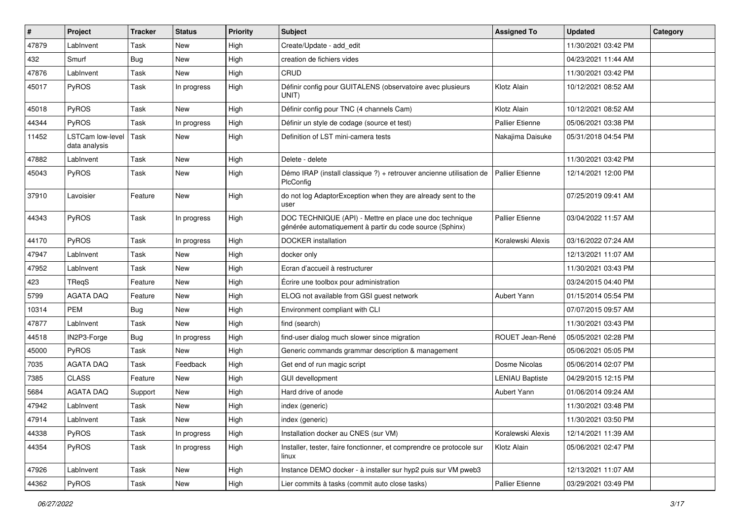| # | Project | Tracker | Status | Priority | Subject | Assigned To | Updated | Category |
|---|---|---|---|---|---|---|---|---|
| 47879 | LabInvent | Task | New | High | Create/Update - add_edit | | 11/30/2021 03:42 PM | |
| 432 | Smurf | Bug | New | High | creation de fichiers vides | | 04/23/2021 11:44 AM | |
| 47876 | LabInvent | Task | New | High | CRUD | | 11/30/2021 03:42 PM | |
| 45017 | PyROS | Task | In progress | High | Définir config pour GUITALENS (observatoire avec plusieurs UNIT) | Klotz Alain | 10/12/2021 08:52 AM | |
| 45018 | PyROS | Task | New | High | Définir config pour TNC (4 channels Cam) | Klotz Alain | 10/12/2021 08:52 AM | |
| 44344 | PyROS | Task | In progress | High | Définir un style de codage (source et test) | Pallier Etienne | 05/06/2021 03:38 PM | |
| 11452 | LSTCam low-level data analysis | Task | New | High | Definition of LST mini-camera tests | Nakajima Daisuke | 05/31/2018 04:54 PM | |
| 47882 | LabInvent | Task | New | High | Delete - delete | | 11/30/2021 03:42 PM | |
| 45043 | PyROS | Task | New | High | Démo IRAP (install classique ?) + retrouver ancienne utilisation de PlcConfig | Pallier Etienne | 12/14/2021 12:00 PM | |
| 37910 | Lavoisier | Feature | New | High | do not log AdaptorException when they are already sent to the user | | 07/25/2019 09:41 AM | |
| 44343 | PyROS | Task | In progress | High | DOC TECHNIQUE (API) - Mettre en place une doc technique générée automatiquement à partir du code source (Sphinx) | Pallier Etienne | 03/04/2022 11:57 AM | |
| 44170 | PyROS | Task | In progress | High | DOCKER installation | Koralewski Alexis | 03/16/2022 07:24 AM | |
| 47947 | LabInvent | Task | New | High | docker only | | 12/13/2021 11:07 AM | |
| 47952 | LabInvent | Task | New | High | Ecran d'accueil à restructurer | | 11/30/2021 03:43 PM | |
| 423 | TReqS | Feature | New | High | Écrire une toolbox pour administration | | 03/24/2015 04:40 PM | |
| 5799 | AGATA DAQ | Feature | New | High | ELOG not available from GSI guest network | Aubert Yann | 01/15/2014 05:54 PM | |
| 10314 | PEM | Bug | New | High | Environment compliant with CLI | | 07/07/2015 09:57 AM | |
| 47877 | LabInvent | Task | New | High | find (search) | | 11/30/2021 03:43 PM | |
| 44518 | IN2P3-Forge | Bug | In progress | High | find-user dialog much slower since migration | ROUET Jean-René | 05/05/2021 02:28 PM | |
| 45000 | PyROS | Task | New | High | Generic commands grammar description & management | | 05/06/2021 05:05 PM | |
| 7035 | AGATA DAQ | Task | Feedback | High | Get end of run magic script | Dosme Nicolas | 05/06/2014 02:07 PM | |
| 7385 | CLASS | Feature | New | High | GUI devellopment | LENIAU Baptiste | 04/29/2015 12:15 PM | |
| 5684 | AGATA DAQ | Support | New | High | Hard drive of anode | Aubert Yann | 01/06/2014 09:24 AM | |
| 47942 | LabInvent | Task | New | High | index (generic) | | 11/30/2021 03:48 PM | |
| 47914 | LabInvent | Task | New | High | index (generic) | | 11/30/2021 03:50 PM | |
| 44338 | PyROS | Task | In progress | High | Installation docker au CNES (sur VM) | Koralewski Alexis | 12/14/2021 11:39 AM | |
| 44354 | PyROS | Task | In progress | High | Installer, tester, faire fonctionner, et comprendre ce protocole sur linux | Klotz Alain | 05/06/2021 02:47 PM | |
| 47926 | LabInvent | Task | New | High | Instance DEMO docker - à installer sur hyp2 puis sur VM pweb3 | | 12/13/2021 11:07 AM | |
| 44362 | PyROS | Task | New | High | Lier commits à tasks (commit auto close tasks) | Pallier Etienne | 03/29/2021 03:49 PM | |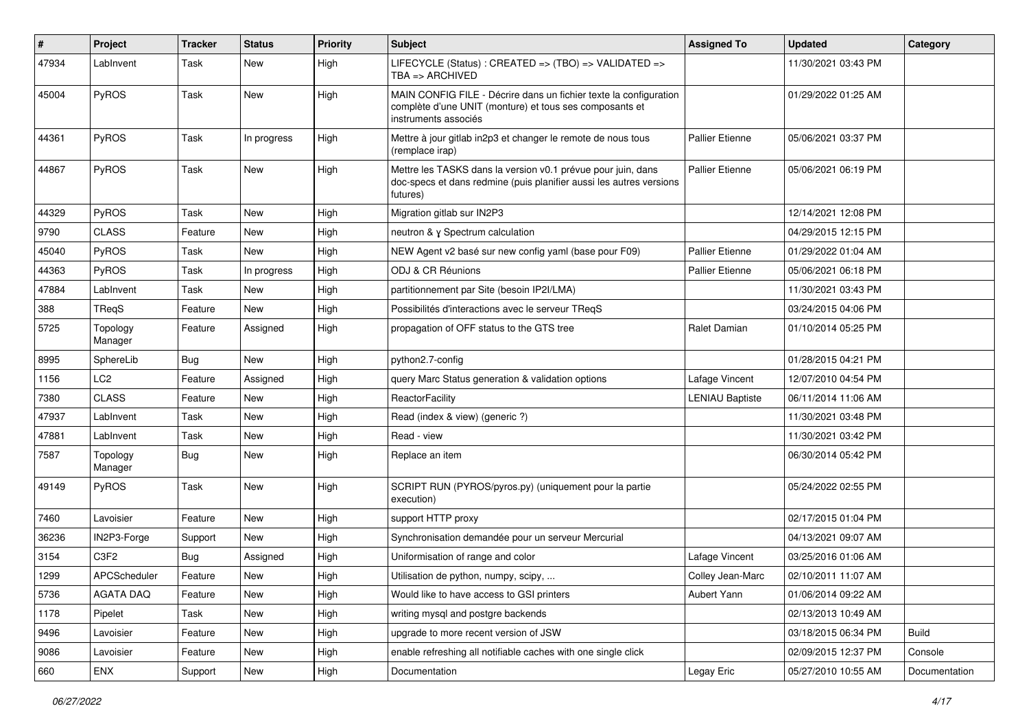| # | Project | Tracker | Status | Priority | Subject | Assigned To | Updated | Category |
|---|---|---|---|---|---|---|---|---|
| 47934 | LabInvent | Task | New | High | LIFECYCLE (Status) : CREATED => (TBO) => VALIDATED => TBA => ARCHIVED | | 11/30/2021 03:43 PM | |
| 45004 | PyROS | Task | New | High | MAIN CONFIG FILE - Décrire dans un fichier texte la configuration complète d'une UNIT (monture) et tous ses composants et instruments associés | | 01/29/2022 01:25 AM | |
| 44361 | PyROS | Task | In progress | High | Mettre à jour gitlab in2p3 et changer le remote de nous tous (remplace irap) | Pallier Etienne | 05/06/2021 03:37 PM | |
| 44867 | PyROS | Task | New | High | Mettre les TASKS dans la version v0.1 prévue pour juin, dans doc-specs et dans redmine (puis planifier aussi les autres versions futures) | Pallier Etienne | 05/06/2021 06:19 PM | |
| 44329 | PyROS | Task | New | High | Migration gitlab sur IN2P3 | | 12/14/2021 12:08 PM | |
| 9790 | CLASS | Feature | New | High | neutron & γ Spectrum calculation | | 04/29/2015 12:15 PM | |
| 45040 | PyROS | Task | New | High | NEW Agent v2 basé sur new config yaml (base pour F09) | Pallier Etienne | 01/29/2022 01:04 AM | |
| 44363 | PyROS | Task | In progress | High | ODJ & CR Réunions | Pallier Etienne | 05/06/2021 06:18 PM | |
| 47884 | LabInvent | Task | New | High | partitionnement par Site (besoin IP2I/LMA) | | 11/30/2021 03:43 PM | |
| 388 | TReqS | Feature | New | High | Possibilités d'interactions avec le serveur TReqS | | 03/24/2015 04:06 PM | |
| 5725 | Topology Manager | Feature | Assigned | High | propagation of OFF status to the GTS tree | Ralet Damian | 01/10/2014 05:25 PM | |
| 8995 | SphereLib | Bug | New | High | python2.7-config | | 01/28/2015 04:21 PM | |
| 1156 | LC2 | Feature | Assigned | High | query Marc Status generation & validation options | Lafage Vincent | 12/07/2010 04:54 PM | |
| 7380 | CLASS | Feature | New | High | ReactorFacility | LENIAU Baptiste | 06/11/2014 11:06 AM | |
| 47937 | LabInvent | Task | New | High | Read (index & view) (generic ?) | | 11/30/2021 03:48 PM | |
| 47881 | LabInvent | Task | New | High | Read - view | | 11/30/2021 03:42 PM | |
| 7587 | Topology Manager | Bug | New | High | Replace an item | | 06/30/2014 05:42 PM | |
| 49149 | PyROS | Task | New | High | SCRIPT RUN (PYROS/pyros.py) (uniquement pour la partie execution) | | 05/24/2022 02:55 PM | |
| 7460 | Lavoisier | Feature | New | High | support HTTP proxy | | 02/17/2015 01:04 PM | |
| 36236 | IN2P3-Forge | Support | New | High | Synchronisation demandée pour un serveur Mercurial | | 04/13/2021 09:07 AM | |
| 3154 | C3F2 | Bug | Assigned | High | Uniformisation of range and color | Lafage Vincent | 03/25/2016 01:06 AM | |
| 1299 | APCScheduler | Feature | New | High | Utilisation de python, numpy, scipy, ... | Colley Jean-Marc | 02/10/2011 11:07 AM | |
| 5736 | AGATA DAQ | Feature | New | High | Would like to have access to GSI printers | Aubert Yann | 01/06/2014 09:22 AM | |
| 1178 | Pipelet | Task | New | High | writing mysql and postgre backends | | 02/13/2013 10:49 AM | |
| 9496 | Lavoisier | Feature | New | High | upgrade to more recent version of JSW | | 03/18/2015 06:34 PM | Build |
| 9086 | Lavoisier | Feature | New | High | enable refreshing all notifiable caches with one single click | | 02/09/2015 12:37 PM | Console |
| 660 | ENX | Support | New | High | Documentation | Legay Eric | 05/27/2010 10:55 AM | Documentation |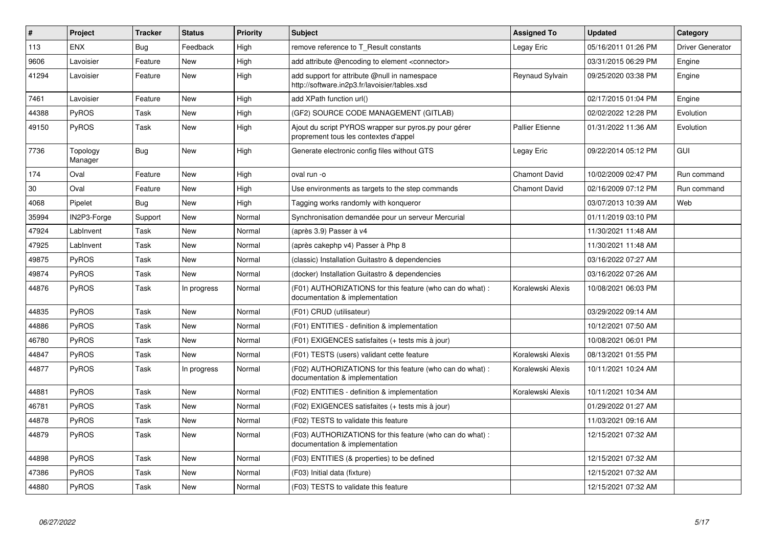| # | Project | Tracker | Status | Priority | Subject | Assigned To | Updated | Category |
|---|---|---|---|---|---|---|---|---|
| 113 | ENX | Bug | Feedback | High | remove reference to T_Result constants | Legay Eric | 05/16/2011 01:26 PM | Driver Generator |
| 9606 | Lavoisier | Feature | New | High | add attribute @encoding to element <connector> | | 03/31/2015 06:29 PM | Engine |
| 41294 | Lavoisier | Feature | New | High | add support for attribute @null in namespace http://software.in2p3.fr/lavoisier/tables.xsd | Reynaud Sylvain | 09/25/2020 03:38 PM | Engine |
| 7461 | Lavoisier | Feature | New | High | add XPath function url() | | 02/17/2015 01:04 PM | Engine |
| 44388 | PyROS | Task | New | High | (GF2) SOURCE CODE MANAGEMENT (GITLAB) | | 02/02/2022 12:28 PM | Evolution |
| 49150 | PyROS | Task | New | High | Ajout du script PYROS wrapper sur pyros.py pour gérer proprement tous les contextes d'appel | Pallier Etienne | 01/31/2022 11:36 AM | Evolution |
| 7736 | Topology Manager | Bug | New | High | Generate electronic config files without GTS | Legay Eric | 09/22/2014 05:12 PM | GUI |
| 174 | Oval | Feature | New | High | oval run -o | Chamont David | 10/02/2009 02:47 PM | Run command |
| 30 | Oval | Feature | New | High | Use environments as targets to the step commands | Chamont David | 02/16/2009 07:12 PM | Run command |
| 4068 | Pipelet | Bug | New | High | Tagging works randomly with konqueror | | 03/07/2013 10:39 AM | Web |
| 35994 | IN2P3-Forge | Support | New | Normal | Synchronisation demandée pour un serveur Mercurial | | 01/11/2019 03:10 PM | |
| 47924 | LabInvent | Task | New | Normal | (après 3.9) Passer à v4 | | 11/30/2021 11:48 AM | |
| 47925 | LabInvent | Task | New | Normal | (après cakephp v4) Passer à Php 8 | | 11/30/2021 11:48 AM | |
| 49875 | PyROS | Task | New | Normal | (classic) Installation Guitastro & dependencies | | 03/16/2022 07:27 AM | |
| 49874 | PyROS | Task | New | Normal | (docker) Installation Guitastro & dependencies | | 03/16/2022 07:26 AM | |
| 44876 | PyROS | Task | In progress | Normal | (F01) AUTHORIZATIONS for this feature (who can do what) : documentation & implementation | Koralewski Alexis | 10/08/2021 06:03 PM | |
| 44835 | PyROS | Task | New | Normal | (F01) CRUD (utilisateur) | | 03/29/2022 09:14 AM | |
| 44886 | PyROS | Task | New | Normal | (F01) ENTITIES - definition & implementation | | 10/12/2021 07:50 AM | |
| 46780 | PyROS | Task | New | Normal | (F01) EXIGENCES satisfaites (+ tests mis à jour) | | 10/08/2021 06:01 PM | |
| 44847 | PyROS | Task | New | Normal | (F01) TESTS (users) validant cette feature | Koralewski Alexis | 08/13/2021 01:55 PM | |
| 44877 | PyROS | Task | In progress | Normal | (F02) AUTHORIZATIONS for this feature (who can do what) : documentation & implementation | Koralewski Alexis | 10/11/2021 10:24 AM | |
| 44881 | PyROS | Task | New | Normal | (F02) ENTITIES - definition & implementation | Koralewski Alexis | 10/11/2021 10:34 AM | |
| 46781 | PyROS | Task | New | Normal | (F02) EXIGENCES satisfaites (+ tests mis à jour) | | 01/29/2022 01:27 AM | |
| 44878 | PyROS | Task | New | Normal | (F02) TESTS to validate this feature | | 11/03/2021 09:16 AM | |
| 44879 | PyROS | Task | New | Normal | (F03) AUTHORIZATIONS for this feature (who can do what) : documentation & implementation | | 12/15/2021 07:32 AM | |
| 44898 | PyROS | Task | New | Normal | (F03) ENTITIES (& properties) to be defined | | 12/15/2021 07:32 AM | |
| 47386 | PyROS | Task | New | Normal | (F03) Initial data (fixture) | | 12/15/2021 07:32 AM | |
| 44880 | PyROS | Task | New | Normal | (F03) TESTS to validate this feature | | 12/15/2021 07:32 AM | |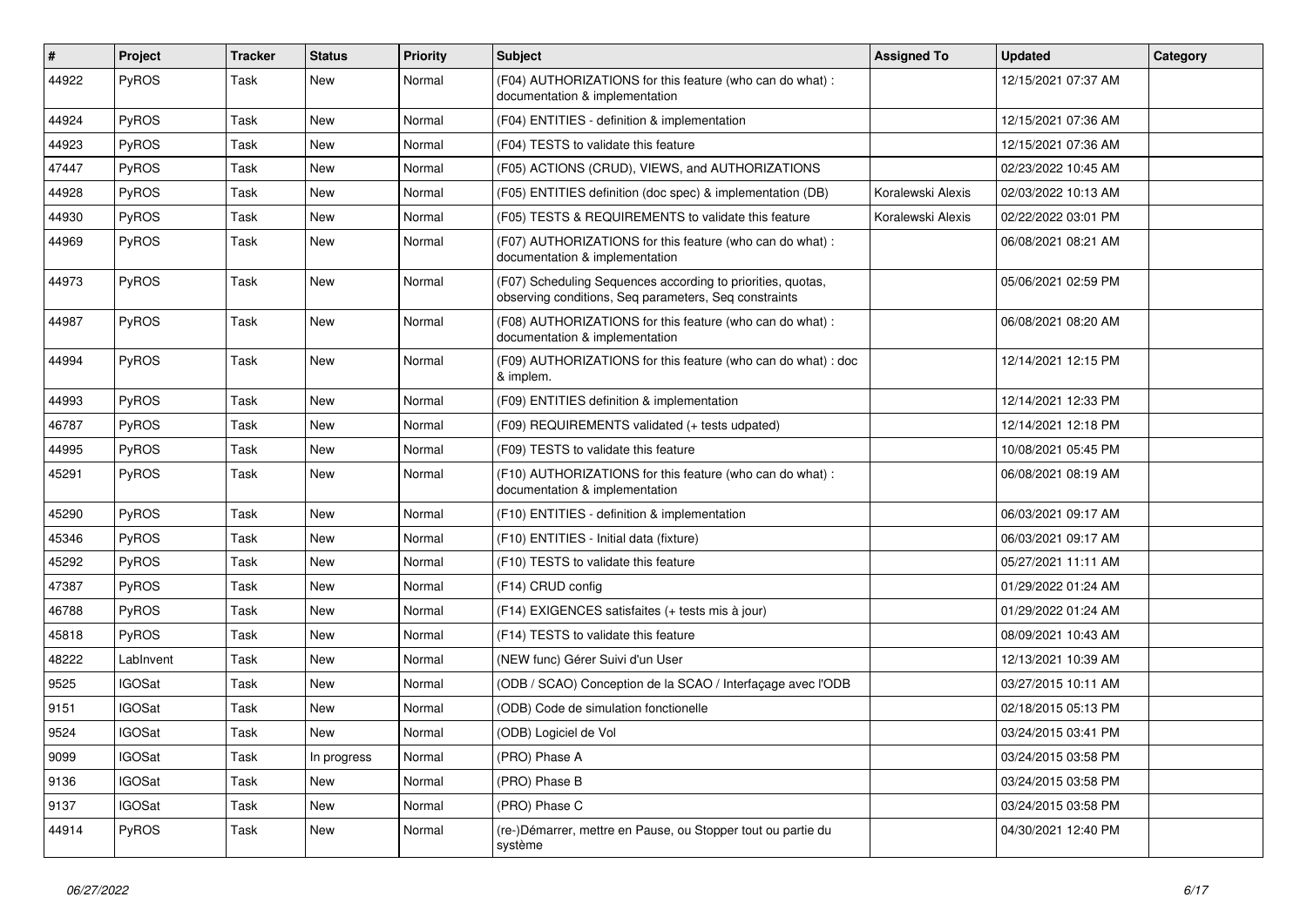| # | Project | Tracker | Status | Priority | Subject | Assigned To | Updated | Category |
|---|---|---|---|---|---|---|---|---|
| 44922 | PyROS | Task | New | Normal | (F04) AUTHORIZATIONS for this feature (who can do what) : documentation & implementation | | 12/15/2021 07:37 AM | |
| 44924 | PyROS | Task | New | Normal | (F04) ENTITIES - definition & implementation | | 12/15/2021 07:36 AM | |
| 44923 | PyROS | Task | New | Normal | (F04) TESTS to validate this feature | | 12/15/2021 07:36 AM | |
| 47447 | PyROS | Task | New | Normal | (F05) ACTIONS (CRUD), VIEWS, and AUTHORIZATIONS | | 02/23/2022 10:45 AM | |
| 44928 | PyROS | Task | New | Normal | (F05) ENTITIES definition (doc spec) & implementation (DB) | Koralewski Alexis | 02/03/2022 10:13 AM | |
| 44930 | PyROS | Task | New | Normal | (F05) TESTS & REQUIREMENTS to validate this feature | Koralewski Alexis | 02/22/2022 03:01 PM | |
| 44969 | PyROS | Task | New | Normal | (F07) AUTHORIZATIONS for this feature (who can do what) : documentation & implementation | | 06/08/2021 08:21 AM | |
| 44973 | PyROS | Task | New | Normal | (F07) Scheduling Sequences according to priorities, quotas, observing conditions, Seq parameters, Seq constraints | | 05/06/2021 02:59 PM | |
| 44987 | PyROS | Task | New | Normal | (F08) AUTHORIZATIONS for this feature (who can do what) : documentation & implementation | | 06/08/2021 08:20 AM | |
| 44994 | PyROS | Task | New | Normal | (F09) AUTHORIZATIONS for this feature (who can do what) : doc & implem. | | 12/14/2021 12:15 PM | |
| 44993 | PyROS | Task | New | Normal | (F09) ENTITIES definition & implementation | | 12/14/2021 12:33 PM | |
| 46787 | PyROS | Task | New | Normal | (F09) REQUIREMENTS validated (+ tests udpated) | | 12/14/2021 12:18 PM | |
| 44995 | PyROS | Task | New | Normal | (F09) TESTS to validate this feature | | 10/08/2021 05:45 PM | |
| 45291 | PyROS | Task | New | Normal | (F10) AUTHORIZATIONS for this feature (who can do what) : documentation & implementation | | 06/08/2021 08:19 AM | |
| 45290 | PyROS | Task | New | Normal | (F10) ENTITIES - definition & implementation | | 06/03/2021 09:17 AM | |
| 45346 | PyROS | Task | New | Normal | (F10) ENTITIES - Initial data (fixture) | | 06/03/2021 09:17 AM | |
| 45292 | PyROS | Task | New | Normal | (F10) TESTS to validate this feature | | 05/27/2021 11:11 AM | |
| 47387 | PyROS | Task | New | Normal | (F14) CRUD config | | 01/29/2022 01:24 AM | |
| 46788 | PyROS | Task | New | Normal | (F14) EXIGENCES satisfaites (+ tests mis à jour) | | 01/29/2022 01:24 AM | |
| 45818 | PyROS | Task | New | Normal | (F14) TESTS to validate this feature | | 08/09/2021 10:43 AM | |
| 48222 | LabInvent | Task | New | Normal | (NEW func) Gérer Suivi d'un User | | 12/13/2021 10:39 AM | |
| 9525 | IGOSat | Task | New | Normal | (ODB / SCAO) Conception de la SCAO / Interfaçage avec l'ODB | | 03/27/2015 10:11 AM | |
| 9151 | IGOSat | Task | New | Normal | (ODB) Code de simulation fonctionelle | | 02/18/2015 05:13 PM | |
| 9524 | IGOSat | Task | New | Normal | (ODB) Logiciel de Vol | | 03/24/2015 03:41 PM | |
| 9099 | IGOSat | Task | In progress | Normal | (PRO) Phase A | | 03/24/2015 03:58 PM | |
| 9136 | IGOSat | Task | New | Normal | (PRO) Phase B | | 03/24/2015 03:58 PM | |
| 9137 | IGOSat | Task | New | Normal | (PRO) Phase C | | 03/24/2015 03:58 PM | |
| 44914 | PyROS | Task | New | Normal | (re-)Démarrer, mettre en Pause, ou Stopper tout ou partie du système | | 04/30/2021 12:40 PM | |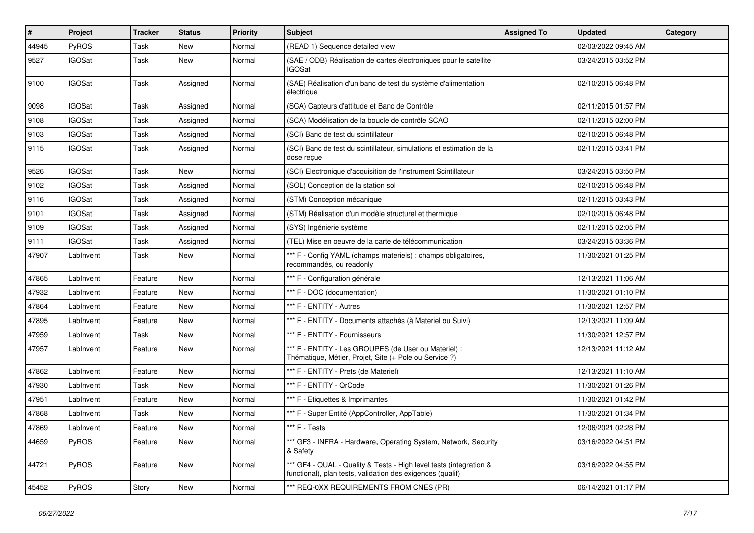| # | Project | Tracker | Status | Priority | Subject | Assigned To | Updated | Category |
|---|---|---|---|---|---|---|---|---|
| 44945 | PyROS | Task | New | Normal | (READ 1) Sequence detailed view | | 02/03/2022 09:45 AM | |
| 9527 | IGOSat | Task | New | Normal | (SAE / ODB) Réalisation de cartes électroniques pour le satellite IGOSat | | 03/24/2015 03:52 PM | |
| 9100 | IGOSat | Task | Assigned | Normal | (SAE) Réalisation d'un banc de test du système d'alimentation électrique | | 02/10/2015 06:48 PM | |
| 9098 | IGOSat | Task | Assigned | Normal | (SCA) Capteurs d'attitude et Banc de Contrôle | | 02/11/2015 01:57 PM | |
| 9108 | IGOSat | Task | Assigned | Normal | (SCA) Modélisation de la boucle de contrôle SCAO | | 02/11/2015 02:00 PM | |
| 9103 | IGOSat | Task | Assigned | Normal | (SCI) Banc de test du scintillateur | | 02/10/2015 06:48 PM | |
| 9115 | IGOSat | Task | Assigned | Normal | (SCI) Banc de test du scintillateur, simulations et estimation de la dose reçue | | 02/11/2015 03:41 PM | |
| 9526 | IGOSat | Task | New | Normal | (SCI) Electronique d'acquisition de l'instrument Scintillateur | | 03/24/2015 03:50 PM | |
| 9102 | IGOSat | Task | Assigned | Normal | (SOL) Conception de la station sol | | 02/10/2015 06:48 PM | |
| 9116 | IGOSat | Task | Assigned | Normal | (STM) Conception mécanique | | 02/11/2015 03:43 PM | |
| 9101 | IGOSat | Task | Assigned | Normal | (STM) Réalisation d'un modèle structurel et thermique | | 02/10/2015 06:48 PM | |
| 9109 | IGOSat | Task | Assigned | Normal | (SYS) Ingénierie système | | 02/11/2015 02:05 PM | |
| 9111 | IGOSat | Task | Assigned | Normal | (TEL) Mise en oeuvre de la carte de télécommunication | | 03/24/2015 03:36 PM | |
| 47907 | LabInvent | Task | New | Normal | *** F - Config YAML (champs materiels) : champs obligatoires, recommandés, ou readonly | | 11/30/2021 01:25 PM | |
| 47865 | LabInvent | Feature | New | Normal | *** F - Configuration générale | | 12/13/2021 11:06 AM | |
| 47932 | LabInvent | Feature | New | Normal | *** F - DOC (documentation) | | 11/30/2021 01:10 PM | |
| 47864 | LabInvent | Feature | New | Normal | *** F - ENTITY - Autres | | 11/30/2021 12:57 PM | |
| 47895 | LabInvent | Feature | New | Normal | *** F - ENTITY - Documents attachés (à Materiel ou Suivi) | | 12/13/2021 11:09 AM | |
| 47959 | LabInvent | Task | New | Normal | *** F - ENTITY - Fournisseurs | | 11/30/2021 12:57 PM | |
| 47957 | LabInvent | Feature | New | Normal | *** F - ENTITY - Les GROUPES (de User ou Materiel) : Thématique, Métier, Projet, Site (+ Pole ou Service ?) | | 12/13/2021 11:12 AM | |
| 47862 | LabInvent | Feature | New | Normal | *** F - ENTITY - Prets (de Materiel) | | 12/13/2021 11:10 AM | |
| 47930 | LabInvent | Task | New | Normal | *** F - ENTITY - QrCode | | 11/30/2021 01:26 PM | |
| 47951 | LabInvent | Feature | New | Normal | *** F - Etiquettes & Imprimantes | | 11/30/2021 01:42 PM | |
| 47868 | LabInvent | Task | New | Normal | *** F - Super Entité (AppController, AppTable) | | 11/30/2021 01:34 PM | |
| 47869 | LabInvent | Feature | New | Normal | *** F - Tests | | 12/06/2021 02:28 PM | |
| 44659 | PyROS | Feature | New | Normal | *** GF3 - INFRA - Hardware, Operating System, Network, Security & Safety | | 03/16/2022 04:51 PM | |
| 44721 | PyROS | Feature | New | Normal | *** GF4 - QUAL - Quality & Tests - High level tests (integration & functional), plan tests, validation des exigences (qualif) | | 03/16/2022 04:55 PM | |
| 45452 | PyROS | Story | New | Normal | *** REQ-0XX REQUIREMENTS FROM CNES (PR) | | 06/14/2021 01:17 PM | |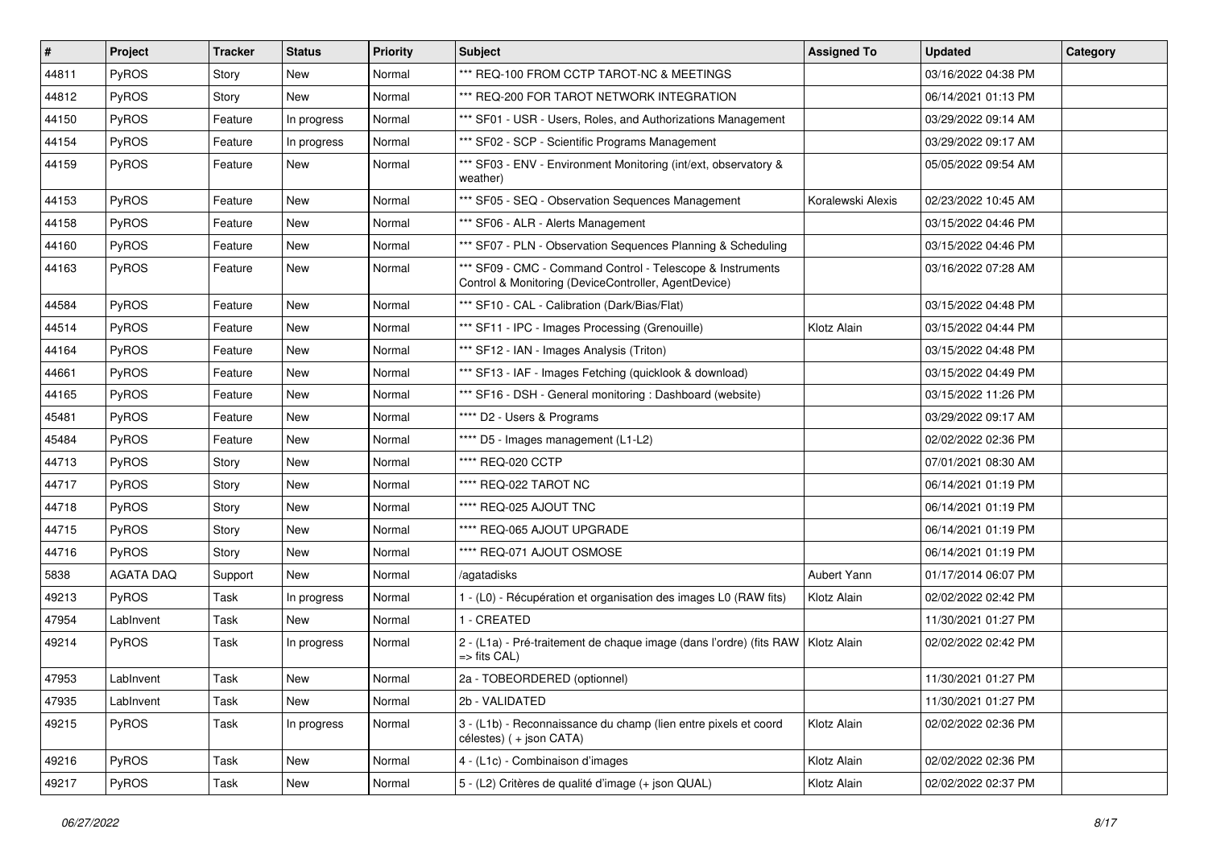| # | Project | Tracker | Status | Priority | Subject | Assigned To | Updated | Category |
|---|---|---|---|---|---|---|---|---|
| 44811 | PyROS | Story | New | Normal | *** REQ-100 FROM CCTP TAROT-NC & MEETINGS | | 03/16/2022 04:38 PM | |
| 44812 | PyROS | Story | New | Normal | *** REQ-200 FOR TAROT NETWORK INTEGRATION | | 06/14/2021 01:13 PM | |
| 44150 | PyROS | Feature | In progress | Normal | *** SF01 - USR - Users, Roles, and Authorizations Management | | 03/29/2022 09:14 AM | |
| 44154 | PyROS | Feature | In progress | Normal | *** SF02 - SCP - Scientific Programs Management | | 03/29/2022 09:17 AM | |
| 44159 | PyROS | Feature | New | Normal | *** SF03 - ENV - Environment Monitoring (int/ext, observatory & weather) | | 05/05/2022 09:54 AM | |
| 44153 | PyROS | Feature | New | Normal | *** SF05 - SEQ - Observation Sequences Management | Koralewski Alexis | 02/23/2022 10:45 AM | |
| 44158 | PyROS | Feature | New | Normal | *** SF06 - ALR - Alerts Management | | 03/15/2022 04:46 PM | |
| 44160 | PyROS | Feature | New | Normal | *** SF07 - PLN - Observation Sequences Planning & Scheduling | | 03/15/2022 04:46 PM | |
| 44163 | PyROS | Feature | New | Normal | *** SF09 - CMC - Command Control - Telescope & Instruments Control & Monitoring (DeviceController, AgentDevice) | | 03/16/2022 07:28 AM | |
| 44584 | PyROS | Feature | New | Normal | *** SF10 - CAL - Calibration (Dark/Bias/Flat) | | 03/15/2022 04:48 PM | |
| 44514 | PyROS | Feature | New | Normal | *** SF11 - IPC - Images Processing (Grenouille) | Klotz Alain | 03/15/2022 04:44 PM | |
| 44164 | PyROS | Feature | New | Normal | *** SF12 - IAN - Images Analysis (Triton) | | 03/15/2022 04:48 PM | |
| 44661 | PyROS | Feature | New | Normal | *** SF13 - IAF - Images Fetching (quicklook & download) | | 03/15/2022 04:49 PM | |
| 44165 | PyROS | Feature | New | Normal | *** SF16 - DSH - General monitoring : Dashboard (website) | | 03/15/2022 11:26 PM | |
| 45481 | PyROS | Feature | New | Normal | **** D2 - Users & Programs | | 03/29/2022 09:17 AM | |
| 45484 | PyROS | Feature | New | Normal | **** D5 - Images management (L1-L2) | | 02/02/2022 02:36 PM | |
| 44713 | PyROS | Story | New | Normal | **** REQ-020 CCTP | | 07/01/2021 08:30 AM | |
| 44717 | PyROS | Story | New | Normal | **** REQ-022 TAROT NC | | 06/14/2021 01:19 PM | |
| 44718 | PyROS | Story | New | Normal | **** REQ-025 AJOUT TNC | | 06/14/2021 01:19 PM | |
| 44715 | PyROS | Story | New | Normal | **** REQ-065 AJOUT UPGRADE | | 06/14/2021 01:19 PM | |
| 44716 | PyROS | Story | New | Normal | **** REQ-071 AJOUT OSMOSE | | 06/14/2021 01:19 PM | |
| 5838 | AGATA DAQ | Support | New | Normal | /agatadisks | Aubert Yann | 01/17/2014 06:07 PM | |
| 49213 | PyROS | Task | In progress | Normal | 1 - (L0) - Récupération et organisation des images L0 (RAW fits) | Klotz Alain | 02/02/2022 02:42 PM | |
| 47954 | LabInvent | Task | New | Normal | 1 - CREATED | | 11/30/2021 01:27 PM | |
| 49214 | PyROS | Task | In progress | Normal | 2 - (L1a) - Pré-traitement de chaque image (dans l'ordre) (fits RAW => fits CAL) | Klotz Alain | 02/02/2022 02:42 PM | |
| 47953 | LabInvent | Task | New | Normal | 2a - TOBEORDERED (optionnel) | | 11/30/2021 01:27 PM | |
| 47935 | LabInvent | Task | New | Normal | 2b - VALIDATED | | 11/30/2021 01:27 PM | |
| 49215 | PyROS | Task | In progress | Normal | 3 - (L1b) - Reconnaissance du champ (lien entre pixels et coord célestes) ( + json CATA) | Klotz Alain | 02/02/2022 02:36 PM | |
| 49216 | PyROS | Task | New | Normal | 4 - (L1c) - Combinaison d'images | Klotz Alain | 02/02/2022 02:36 PM | |
| 49217 | PyROS | Task | New | Normal | 5 - (L2) Critères de qualité d'image (+ json QUAL) | Klotz Alain | 02/02/2022 02:37 PM | |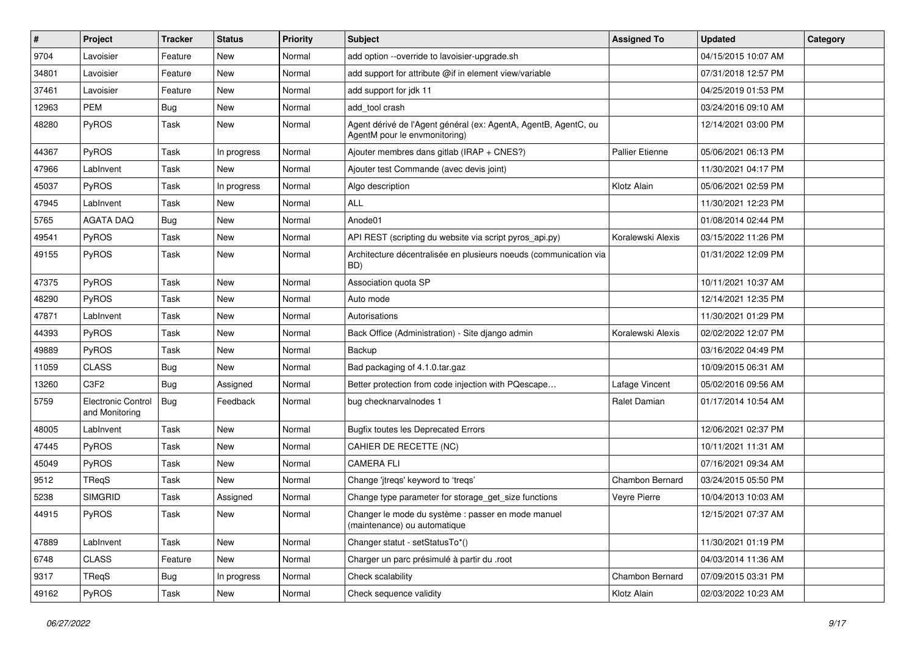| # | Project | Tracker | Status | Priority | Subject | Assigned To | Updated | Category |
|---|---|---|---|---|---|---|---|---|
| 9704 | Lavoisier | Feature | New | Normal | add option --override to lavoisier-upgrade.sh | | 04/15/2015 10:07 AM | |
| 34801 | Lavoisier | Feature | New | Normal | add support for attribute @if in element view/variable | | 07/31/2018 12:57 PM | |
| 37461 | Lavoisier | Feature | New | Normal | add support for jdk 11 | | 04/25/2019 01:53 PM | |
| 12963 | PEM | Bug | New | Normal | add_tool crash | | 03/24/2016 09:10 AM | |
| 48280 | PyROS | Task | New | Normal | Agent dérivé de l'Agent général (ex: AgentA, AgentB, AgentC, ou AgentM pour le envmonitoring) | | 12/14/2021 03:00 PM | |
| 44367 | PyROS | Task | In progress | Normal | Ajouter membres dans gitlab (IRAP + CNES?) | Pallier Etienne | 05/06/2021 06:13 PM | |
| 47966 | LabInvent | Task | New | Normal | Ajouter test Commande (avec devis joint) | | 11/30/2021 04:17 PM | |
| 45037 | PyROS | Task | In progress | Normal | Algo description | Klotz Alain | 05/06/2021 02:59 PM | |
| 47945 | LabInvent | Task | New | Normal | ALL | | 11/30/2021 12:23 PM | |
| 5765 | AGATA DAQ | Bug | New | Normal | Anode01 | | 01/08/2014 02:44 PM | |
| 49541 | PyROS | Task | New | Normal | API REST (scripting du website via script pyros_api.py) | Koralewski Alexis | 03/15/2022 11:26 PM | |
| 49155 | PyROS | Task | New | Normal | Architecture décentralisée en plusieurs noeuds (communication via BD) | | 01/31/2022 12:09 PM | |
| 47375 | PyROS | Task | New | Normal | Association quota SP | | 10/11/2021 10:37 AM | |
| 48290 | PyROS | Task | New | Normal | Auto mode | | 12/14/2021 12:35 PM | |
| 47871 | LabInvent | Task | New | Normal | Autorisations | | 11/30/2021 01:29 PM | |
| 44393 | PyROS | Task | New | Normal | Back Office (Administration) - Site django admin | Koralewski Alexis | 02/02/2022 12:07 PM | |
| 49889 | PyROS | Task | New | Normal | Backup | | 03/16/2022 04:49 PM | |
| 11059 | CLASS | Bug | New | Normal | Bad packaging of 4.1.0.tar.gaz | | 10/09/2015 06:31 AM | |
| 13260 | C3F2 | Bug | Assigned | Normal | Better protection from code injection with PQescape… | Lafage Vincent | 05/02/2016 09:56 AM | |
| 5759 | Electronic Control and Monitoring | Bug | Feedback | Normal | bug checknarvalnodes 1 | Ralet Damian | 01/17/2014 10:54 AM | |
| 48005 | LabInvent | Task | New | Normal | Bugfix toutes les Deprecated Errors | | 12/06/2021 02:37 PM | |
| 47445 | PyROS | Task | New | Normal | CAHIER DE RECETTE (NC) | | 10/11/2021 11:31 AM | |
| 45049 | PyROS | Task | New | Normal | CAMERA FLI | | 07/16/2021 09:34 AM | |
| 9512 | TReqS | Task | New | Normal | Change 'jtreqs' keyword to 'treqs' | Chambon Bernard | 03/24/2015 05:50 PM | |
| 5238 | SIMGRID | Task | Assigned | Normal | Change type parameter for storage_get_size functions | Veyre Pierre | 10/04/2013 10:03 AM | |
| 44915 | PyROS | Task | New | Normal | Changer le mode du système : passer en mode manuel (maintenance) ou automatique | | 12/15/2021 07:37 AM | |
| 47889 | LabInvent | Task | New | Normal | Changer statut - setStatusTo*() | | 11/30/2021 01:19 PM | |
| 6748 | CLASS | Feature | New | Normal | Charger un parc présimulé à partir du .root | | 04/03/2014 11:36 AM | |
| 9317 | TReqS | Bug | In progress | Normal | Check scalability | Chambon Bernard | 07/09/2015 03:31 PM | |
| 49162 | PyROS | Task | New | Normal | Check sequence validity | Klotz Alain | 02/03/2022 10:23 AM | |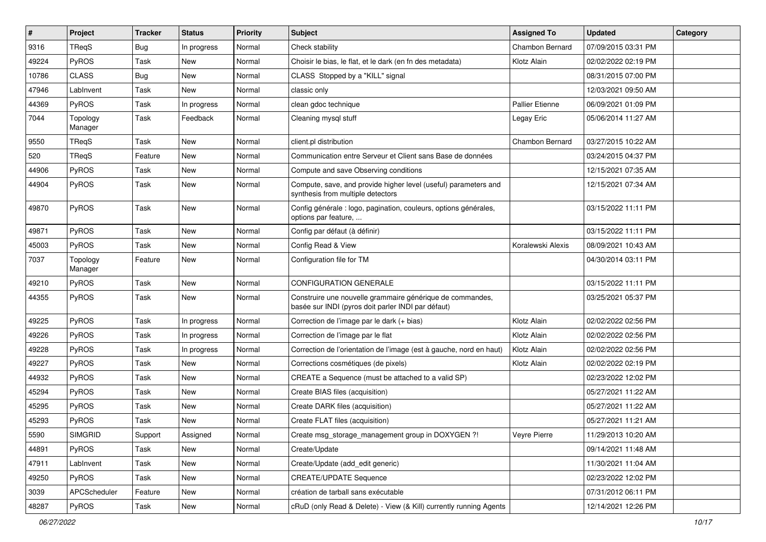| # | Project | Tracker | Status | Priority | Subject | Assigned To | Updated | Category |
|---|---|---|---|---|---|---|---|---|
| 9316 | TReqS | Bug | In progress | Normal | Check stability | Chambon Bernard | 07/09/2015 03:31 PM | |
| 49224 | PyROS | Task | New | Normal | Choisir le bias, le flat, et le dark (en fn des metadata) | Klotz Alain | 02/02/2022 02:19 PM | |
| 10786 | CLASS | Bug | New | Normal | CLASS Stopped by a "KILL" signal | | 08/31/2015 07:00 PM | |
| 47946 | LabInvent | Task | New | Normal | classic only | | 12/03/2021 09:50 AM | |
| 44369 | PyROS | Task | In progress | Normal | clean gdoc technique | Pallier Etienne | 06/09/2021 01:09 PM | |
| 7044 | Topology Manager | Task | Feedback | Normal | Cleaning mysql stuff | Legay Eric | 05/06/2014 11:27 AM | |
| 9550 | TReqS | Task | New | Normal | client.pl distribution | Chambon Bernard | 03/27/2015 10:22 AM | |
| 520 | TReqS | Feature | New | Normal | Communication entre Serveur et Client sans Base de données | | 03/24/2015 04:37 PM | |
| 44906 | PyROS | Task | New | Normal | Compute and save Observing conditions | | 12/15/2021 07:35 AM | |
| 44904 | PyROS | Task | New | Normal | Compute, save, and provide higher level (useful) parameters and synthesis from multiple detectors | | 12/15/2021 07:34 AM | |
| 49870 | PyROS | Task | New | Normal | Config générale : logo, pagination, couleurs, options générales, options par feature, ... | | 03/15/2022 11:11 PM | |
| 49871 | PyROS | Task | New | Normal | Config par défaut (à définir) | | 03/15/2022 11:11 PM | |
| 45003 | PyROS | Task | New | Normal | Config Read & View | Koralewski Alexis | 08/09/2021 10:43 AM | |
| 7037 | Topology Manager | Feature | New | Normal | Configuration file for TM | | 04/30/2014 03:11 PM | |
| 49210 | PyROS | Task | New | Normal | CONFIGURATION GENERALE | | 03/15/2022 11:11 PM | |
| 44355 | PyROS | Task | New | Normal | Construire une nouvelle grammaire générique de commandes, basée sur INDI (pyros doit parler INDI par défaut) | | 03/25/2021 05:37 PM | |
| 49225 | PyROS | Task | In progress | Normal | Correction de l'image par le dark (+ bias) | Klotz Alain | 02/02/2022 02:56 PM | |
| 49226 | PyROS | Task | In progress | Normal | Correction de l'image par le flat | Klotz Alain | 02/02/2022 02:56 PM | |
| 49228 | PyROS | Task | In progress | Normal | Correction de l'orientation de l'image (est à gauche, nord en haut) | Klotz Alain | 02/02/2022 02:56 PM | |
| 49227 | PyROS | Task | New | Normal | Corrections cosmétiques (de pixels) | Klotz Alain | 02/02/2022 02:19 PM | |
| 44932 | PyROS | Task | New | Normal | CREATE a Sequence (must be attached to a valid SP) | | 02/23/2022 12:02 PM | |
| 45294 | PyROS | Task | New | Normal | Create BIAS files (acquisition) | | 05/27/2021 11:22 AM | |
| 45295 | PyROS | Task | New | Normal | Create DARK files (acquisition) | | 05/27/2021 11:22 AM | |
| 45293 | PyROS | Task | New | Normal | Create FLAT files (acquisition) | | 05/27/2021 11:21 AM | |
| 5590 | SIMGRID | Support | Assigned | Normal | Create msg_storage_management group in DOXYGEN ?! | Veyre Pierre | 11/29/2013 10:20 AM | |
| 44891 | PyROS | Task | New | Normal | Create/Update | | 09/14/2021 11:48 AM | |
| 47911 | LabInvent | Task | New | Normal | Create/Update (add_edit generic) | | 11/30/2021 11:04 AM | |
| 49250 | PyROS | Task | New | Normal | CREATE/UPDATE Sequence | | 02/23/2022 12:02 PM | |
| 3039 | APCScheduler | Feature | New | Normal | création de tarball sans exécutable | | 07/31/2012 06:11 PM | |
| 48287 | PyROS | Task | New | Normal | cRuD (only Read & Delete) - View (& Kill) currently running Agents | | 12/14/2021 12:26 PM | |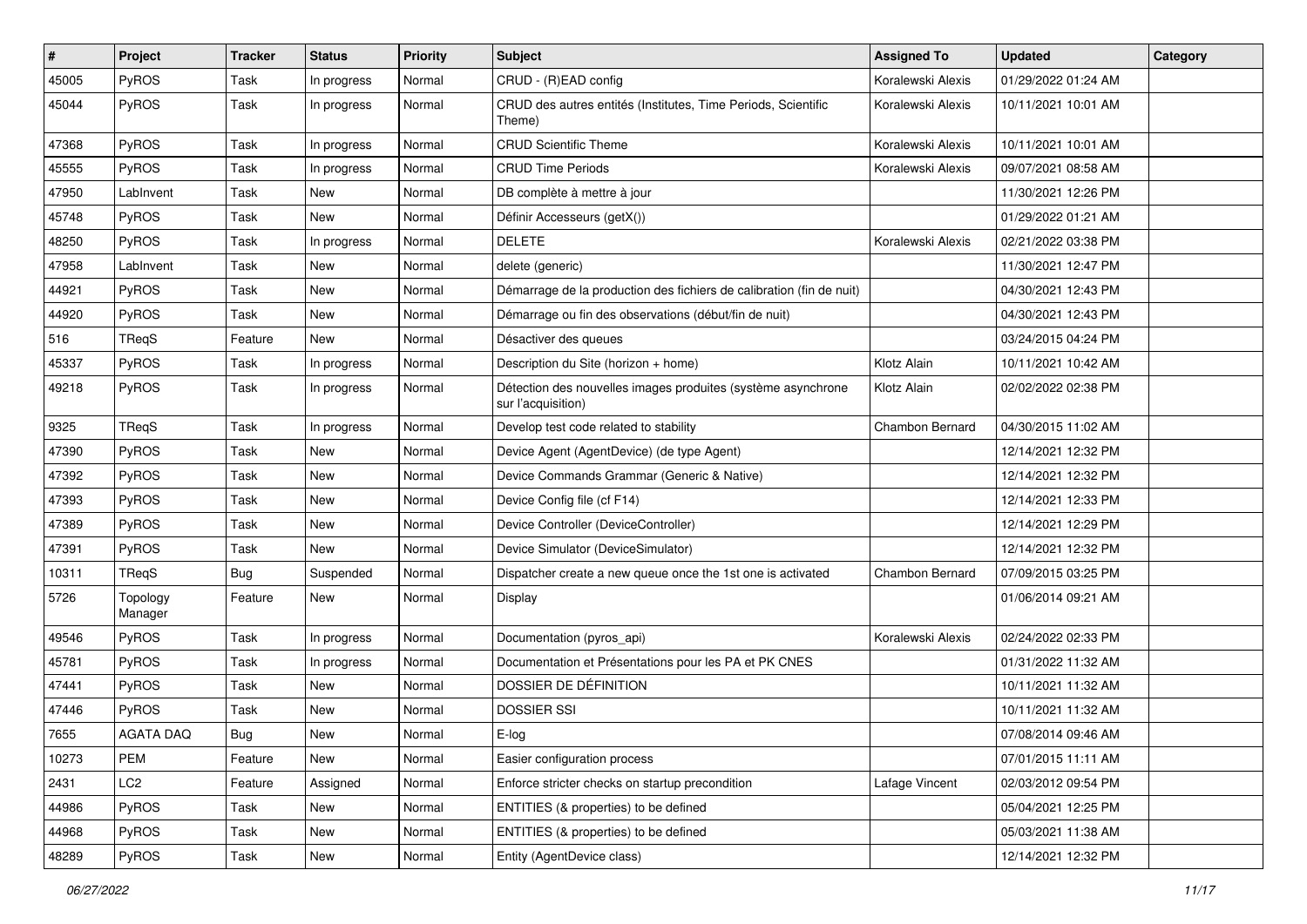| # | Project | Tracker | Status | Priority | Subject | Assigned To | Updated | Category |
|---|---|---|---|---|---|---|---|---|
| 45005 | PyROS | Task | In progress | Normal | CRUD - (R)EAD config | Koralewski Alexis | 01/29/2022 01:24 AM | |
| 45044 | PyROS | Task | In progress | Normal | CRUD des autres entités (Institutes, Time Periods, Scientific Theme) | Koralewski Alexis | 10/11/2021 10:01 AM | |
| 47368 | PyROS | Task | In progress | Normal | CRUD Scientific Theme | Koralewski Alexis | 10/11/2021 10:01 AM | |
| 45555 | PyROS | Task | In progress | Normal | CRUD Time Periods | Koralewski Alexis | 09/07/2021 08:58 AM | |
| 47950 | LabInvent | Task | New | Normal | DB complète à mettre à jour | | 11/30/2021 12:26 PM | |
| 45748 | PyROS | Task | New | Normal | Définir Accesseurs (getX()) | | 01/29/2022 01:21 AM | |
| 48250 | PyROS | Task | In progress | Normal | DELETE | Koralewski Alexis | 02/21/2022 03:38 PM | |
| 47958 | LabInvent | Task | New | Normal | delete (generic) | | 11/30/2021 12:47 PM | |
| 44921 | PyROS | Task | New | Normal | Démarrage de la production des fichiers de calibration (fin de nuit) | | 04/30/2021 12:43 PM | |
| 44920 | PyROS | Task | New | Normal | Démarrage ou fin des observations (début/fin de nuit) | | 04/30/2021 12:43 PM | |
| 516 | TReqS | Feature | New | Normal | Désactiver des queues | | 03/24/2015 04:24 PM | |
| 45337 | PyROS | Task | In progress | Normal | Description du Site (horizon + home) | Klotz Alain | 10/11/2021 10:42 AM | |
| 49218 | PyROS | Task | In progress | Normal | Détection des nouvelles images produites (système asynchrone sur l'acquisition) | Klotz Alain | 02/02/2022 02:38 PM | |
| 9325 | TReqS | Task | In progress | Normal | Develop test code related to stability | Chambon Bernard | 04/30/2015 11:02 AM | |
| 47390 | PyROS | Task | New | Normal | Device Agent (AgentDevice) (de type Agent) | | 12/14/2021 12:32 PM | |
| 47392 | PyROS | Task | New | Normal | Device Commands Grammar (Generic & Native) | | 12/14/2021 12:32 PM | |
| 47393 | PyROS | Task | New | Normal | Device Config file (cf F14) | | 12/14/2021 12:33 PM | |
| 47389 | PyROS | Task | New | Normal | Device Controller (DeviceController) | | 12/14/2021 12:29 PM | |
| 47391 | PyROS | Task | New | Normal | Device Simulator (DeviceSimulator) | | 12/14/2021 12:32 PM | |
| 10311 | TReqS | Bug | Suspended | Normal | Dispatcher create a new queue once the 1st one is activated | Chambon Bernard | 07/09/2015 03:25 PM | |
| 5726 | Topology Manager | Feature | New | Normal | Display | | 01/06/2014 09:21 AM | |
| 49546 | PyROS | Task | In progress | Normal | Documentation (pyros_api) | Koralewski Alexis | 02/24/2022 02:33 PM | |
| 45781 | PyROS | Task | In progress | Normal | Documentation et Présentations pour les PA et PK CNES | | 01/31/2022 11:32 AM | |
| 47441 | PyROS | Task | New | Normal | DOSSIER DE DÉFINITION | | 10/11/2021 11:32 AM | |
| 47446 | PyROS | Task | New | Normal | DOSSIER SSI | | 10/11/2021 11:32 AM | |
| 7655 | AGATA DAQ | Bug | New | Normal | E-log | | 07/08/2014 09:46 AM | |
| 10273 | PEM | Feature | New | Normal | Easier configuration process | | 07/01/2015 11:11 AM | |
| 2431 | LC2 | Feature | Assigned | Normal | Enforce stricter checks on startup precondition | Lafage Vincent | 02/03/2012 09:54 PM | |
| 44986 | PyROS | Task | New | Normal | ENTITIES (& properties) to be defined | | 05/04/2021 12:25 PM | |
| 44968 | PyROS | Task | New | Normal | ENTITIES (& properties) to be defined | | 05/03/2021 11:38 AM | |
| 48289 | PyROS | Task | New | Normal | Entity (AgentDevice class) | | 12/14/2021 12:32 PM | |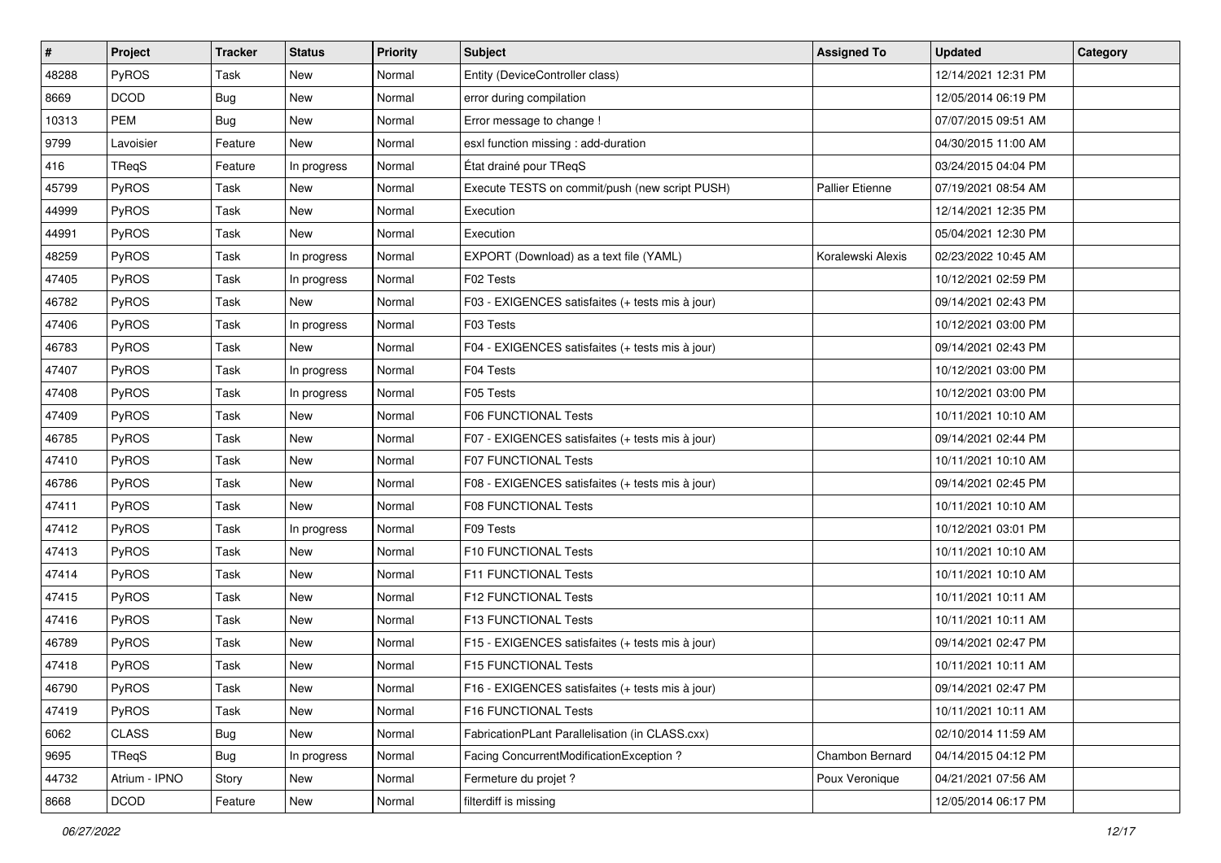| # | Project | Tracker | Status | Priority | Subject | Assigned To | Updated | Category |
|---|---|---|---|---|---|---|---|---|
| 48288 | PyROS | Task | New | Normal | Entity (DeviceController class) | | 12/14/2021 12:31 PM | |
| 8669 | DCOD | Bug | New | Normal | error during compilation | | 12/05/2014 06:19 PM | |
| 10313 | PEM | Bug | New | Normal | Error message to change ! | | 07/07/2015 09:51 AM | |
| 9799 | Lavoisier | Feature | New | Normal | esxl function missing : add-duration | | 04/30/2015 11:00 AM | |
| 416 | TReqS | Feature | In progress | Normal | État drainé pour TReqS | | 03/24/2015 04:04 PM | |
| 45799 | PyROS | Task | New | Normal | Execute TESTS on commit/push (new script PUSH) | Pallier Etienne | 07/19/2021 08:54 AM | |
| 44999 | PyROS | Task | New | Normal | Execution | | 12/14/2021 12:35 PM | |
| 44991 | PyROS | Task | New | Normal | Execution | | 05/04/2021 12:30 PM | |
| 48259 | PyROS | Task | In progress | Normal | EXPORT (Download) as a text file (YAML) | Koralewski Alexis | 02/23/2022 10:45 AM | |
| 47405 | PyROS | Task | In progress | Normal | F02 Tests | | 10/12/2021 02:59 PM | |
| 46782 | PyROS | Task | New | Normal | F03 - EXIGENCES satisfaites (+ tests mis à jour) | | 09/14/2021 02:43 PM | |
| 47406 | PyROS | Task | In progress | Normal | F03 Tests | | 10/12/2021 03:00 PM | |
| 46783 | PyROS | Task | New | Normal | F04 - EXIGENCES satisfaites (+ tests mis à jour) | | 09/14/2021 02:43 PM | |
| 47407 | PyROS | Task | In progress | Normal | F04 Tests | | 10/12/2021 03:00 PM | |
| 47408 | PyROS | Task | In progress | Normal | F05 Tests | | 10/12/2021 03:00 PM | |
| 47409 | PyROS | Task | New | Normal | F06 FUNCTIONAL Tests | | 10/11/2021 10:10 AM | |
| 46785 | PyROS | Task | New | Normal | F07 - EXIGENCES satisfaites (+ tests mis à jour) | | 09/14/2021 02:44 PM | |
| 47410 | PyROS | Task | New | Normal | F07 FUNCTIONAL Tests | | 10/11/2021 10:10 AM | |
| 46786 | PyROS | Task | New | Normal | F08 - EXIGENCES satisfaites (+ tests mis à jour) | | 09/14/2021 02:45 PM | |
| 47411 | PyROS | Task | New | Normal | F08 FUNCTIONAL Tests | | 10/11/2021 10:10 AM | |
| 47412 | PyROS | Task | In progress | Normal | F09 Tests | | 10/12/2021 03:01 PM | |
| 47413 | PyROS | Task | New | Normal | F10 FUNCTIONAL Tests | | 10/11/2021 10:10 AM | |
| 47414 | PyROS | Task | New | Normal | F11 FUNCTIONAL Tests | | 10/11/2021 10:10 AM | |
| 47415 | PyROS | Task | New | Normal | F12 FUNCTIONAL Tests | | 10/11/2021 10:11 AM | |
| 47416 | PyROS | Task | New | Normal | F13 FUNCTIONAL Tests | | 10/11/2021 10:11 AM | |
| 46789 | PyROS | Task | New | Normal | F15 - EXIGENCES satisfaites (+ tests mis à jour) | | 09/14/2021 02:47 PM | |
| 47418 | PyROS | Task | New | Normal | F15 FUNCTIONAL Tests | | 10/11/2021 10:11 AM | |
| 46790 | PyROS | Task | New | Normal | F16 - EXIGENCES satisfaites (+ tests mis à jour) | | 09/14/2021 02:47 PM | |
| 47419 | PyROS | Task | New | Normal | F16 FUNCTIONAL Tests | | 10/11/2021 10:11 AM | |
| 6062 | CLASS | Bug | New | Normal | FabricationPLant Parallelisation (in CLASS.cxx) | | 02/10/2014 11:59 AM | |
| 9695 | TReqS | Bug | In progress | Normal | Facing ConcurrentModificationException ? | Chambon Bernard | 04/14/2015 04:12 PM | |
| 44732 | Atrium - IPNO | Story | New | Normal | Fermeture du projet ? | Poux Veronique | 04/21/2021 07:56 AM | |
| 8668 | DCOD | Feature | New | Normal | filterdiff is missing | | 12/05/2014 06:17 PM | |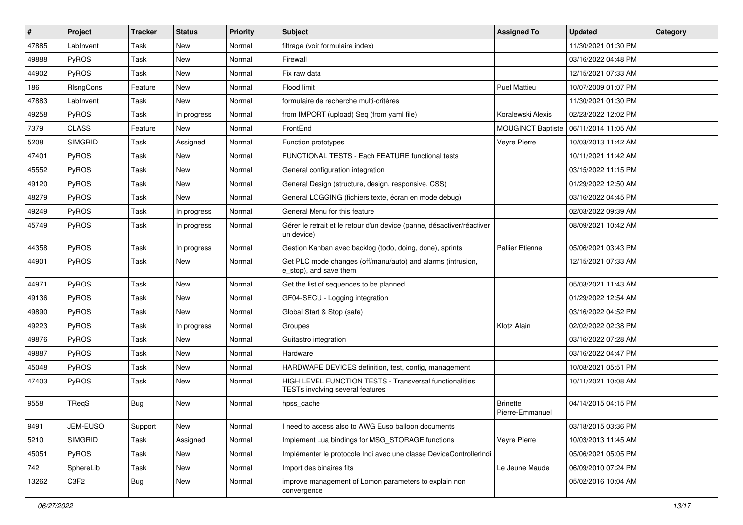| # | Project | Tracker | Status | Priority | Subject | Assigned To | Updated | Category |
|---|---|---|---|---|---|---|---|---|
| 47885 | LabInvent | Task | New | Normal | filtrage (voir formulaire index) | | 11/30/2021 01:30 PM | |
| 49888 | PyROS | Task | New | Normal | Firewall | | 03/16/2022 04:48 PM | |
| 44902 | PyROS | Task | New | Normal | Fix raw data | | 12/15/2021 07:33 AM | |
| 186 | RlsngCons | Feature | New | Normal | Flood limit | Puel Mattieu | 10/07/2009 01:07 PM | |
| 47883 | LabInvent | Task | New | Normal | formulaire de recherche multi-critères | | 11/30/2021 01:30 PM | |
| 49258 | PyROS | Task | In progress | Normal | from IMPORT (upload) Seq (from yaml file) | Koralewski Alexis | 02/23/2022 12:02 PM | |
| 7379 | CLASS | Feature | New | Normal | FrontEnd | MOUGINOT Baptiste | 06/11/2014 11:05 AM | |
| 5208 | SIMGRID | Task | Assigned | Normal | Function prototypes | Veyre Pierre | 10/03/2013 11:42 AM | |
| 47401 | PyROS | Task | New | Normal | FUNCTIONAL TESTS - Each FEATURE functional tests | | 10/11/2021 11:42 AM | |
| 45552 | PyROS | Task | New | Normal | General configuration integration | | 03/15/2022 11:15 PM | |
| 49120 | PyROS | Task | New | Normal | General Design (structure, design, responsive, CSS) | | 01/29/2022 12:50 AM | |
| 48279 | PyROS | Task | New | Normal | General LOGGING (fichiers texte, écran en mode debug) | | 03/16/2022 04:45 PM | |
| 49249 | PyROS | Task | In progress | Normal | General Menu for this feature | | 02/03/2022 09:39 AM | |
| 45749 | PyROS | Task | In progress | Normal | Gérer le retrait et le retour d'un device (panne, désactiver/réactiver un device) | | 08/09/2021 10:42 AM | |
| 44358 | PyROS | Task | In progress | Normal | Gestion Kanban avec backlog (todo, doing, done), sprints | Pallier Etienne | 05/06/2021 03:43 PM | |
| 44901 | PyROS | Task | New | Normal | Get PLC mode changes (off/manu/auto) and alarms (intrusion, e_stop), and save them | | 12/15/2021 07:33 AM | |
| 44971 | PyROS | Task | New | Normal | Get the list of sequences to be planned | | 05/03/2021 11:43 AM | |
| 49136 | PyROS | Task | New | Normal | GF04-SECU - Logging integration | | 01/29/2022 12:54 AM | |
| 49890 | PyROS | Task | New | Normal | Global Start & Stop (safe) | | 03/16/2022 04:52 PM | |
| 49223 | PyROS | Task | In progress | Normal | Groupes | Klotz Alain | 02/02/2022 02:38 PM | |
| 49876 | PyROS | Task | New | Normal | Guitastro integration | | 03/16/2022 07:28 AM | |
| 49887 | PyROS | Task | New | Normal | Hardware | | 03/16/2022 04:47 PM | |
| 45048 | PyROS | Task | New | Normal | HARDWARE DEVICES definition, test, config, management | | 10/08/2021 05:51 PM | |
| 47403 | PyROS | Task | New | Normal | HIGH LEVEL FUNCTION TESTS - Transversal functionalities TESTs involving several features | | 10/11/2021 10:08 AM | |
| 9558 | TReqS | Bug | New | Normal | hpss_cache | Brinette Pierre-Emmanuel | 04/14/2015 04:15 PM | |
| 9491 | JEM-EUSO | Support | New | Normal | I need to access also to AWG Euso balloon documents | | 03/18/2015 03:36 PM | |
| 5210 | SIMGRID | Task | Assigned | Normal | Implement Lua bindings for MSG_STORAGE functions | Veyre Pierre | 10/03/2013 11:45 AM | |
| 45051 | PyROS | Task | New | Normal | Implémenter le protocole Indi avec une classe DeviceControllerIndi | | 05/06/2021 05:05 PM | |
| 742 | SphereLib | Task | New | Normal | Import des binaires fits | Le Jeune Maude | 06/09/2010 07:24 PM | |
| 13262 | C3F2 | Bug | New | Normal | improve management of Lomon parameters to explain non convergence | | 05/02/2016 10:04 AM | |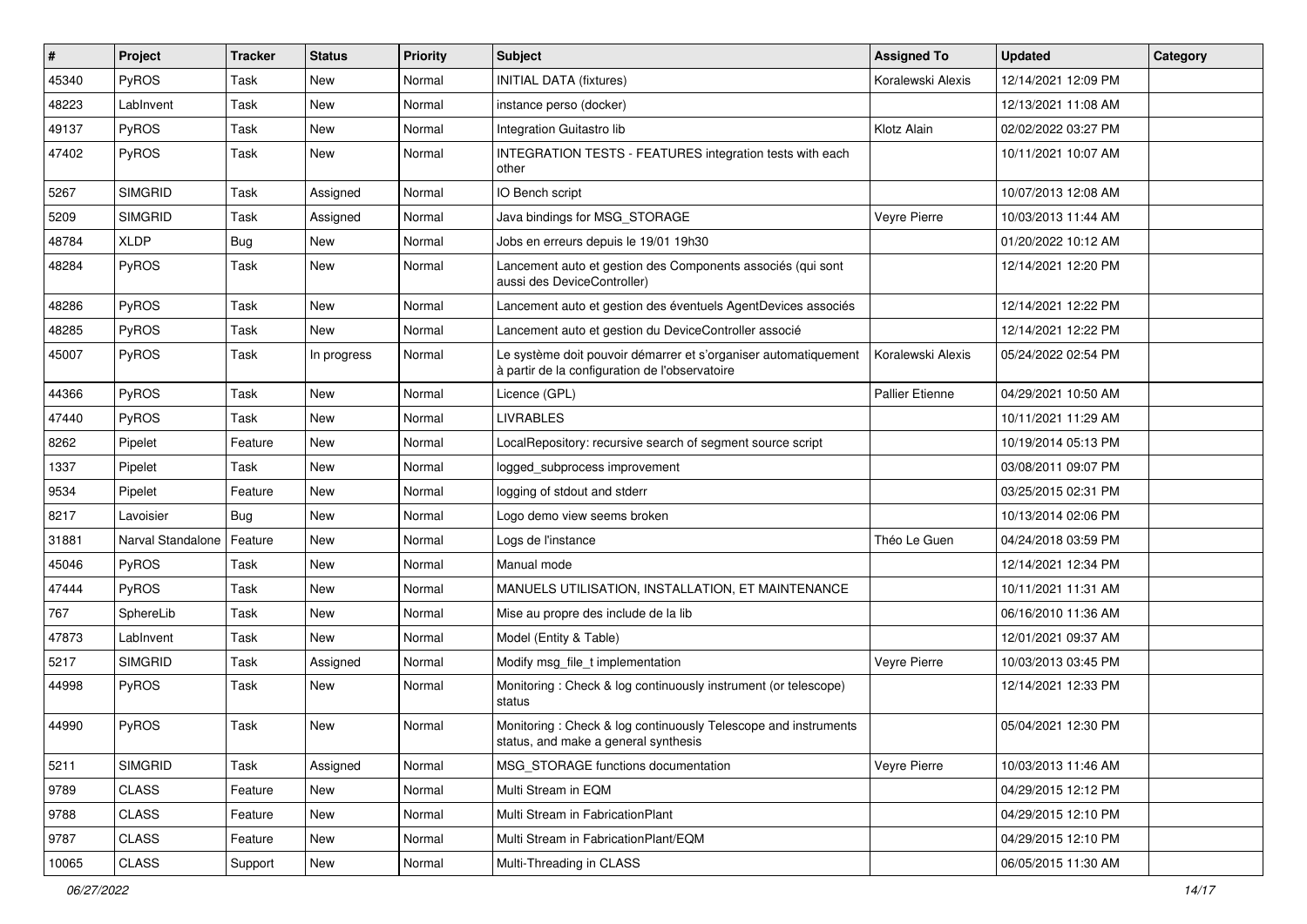| # | Project | Tracker | Status | Priority | Subject | Assigned To | Updated | Category |
|---|---|---|---|---|---|---|---|---|
| 45340 | PyROS | Task | New | Normal | INITIAL DATA (fixtures) | Koralewski Alexis | 12/14/2021 12:09 PM | |
| 48223 | LabInvent | Task | New | Normal | instance perso (docker) | | 12/13/2021 11:08 AM | |
| 49137 | PyROS | Task | New | Normal | Integration Guitastro lib | Klotz Alain | 02/02/2022 03:27 PM | |
| 47402 | PyROS | Task | New | Normal | INTEGRATION TESTS - FEATURES integration tests with each other | | 10/11/2021 10:07 AM | |
| 5267 | SIMGRID | Task | Assigned | Normal | IO Bench script | | 10/07/2013 12:08 AM | |
| 5209 | SIMGRID | Task | Assigned | Normal | Java bindings for MSG_STORAGE | Veyre Pierre | 10/03/2013 11:44 AM | |
| 48784 | XLDP | Bug | New | Normal | Jobs en erreurs depuis le 19/01 19h30 | | 01/20/2022 10:12 AM | |
| 48284 | PyROS | Task | New | Normal | Lancement auto et gestion des Components associés (qui sont aussi des DeviceController) | | 12/14/2021 12:20 PM | |
| 48286 | PyROS | Task | New | Normal | Lancement auto et gestion des éventuels AgentDevices associés | | 12/14/2021 12:22 PM | |
| 48285 | PyROS | Task | New | Normal | Lancement auto et gestion du DeviceController associé | | 12/14/2021 12:22 PM | |
| 45007 | PyROS | Task | In progress | Normal | Le système doit pouvoir démarrer et s'organiser automatiquement à partir de la configuration de l'observatoire | Koralewski Alexis | 05/24/2022 02:54 PM | |
| 44366 | PyROS | Task | New | Normal | Licence (GPL) | Pallier Etienne | 04/29/2021 10:50 AM | |
| 47440 | PyROS | Task | New | Normal | LIVRABLES | | 10/11/2021 11:29 AM | |
| 8262 | Pipelet | Feature | New | Normal | LocalRepository: recursive search of segment source script | | 10/19/2014 05:13 PM | |
| 1337 | Pipelet | Task | New | Normal | logged_subprocess improvement | | 03/08/2011 09:07 PM | |
| 9534 | Pipelet | Feature | New | Normal | logging of stdout and stderr | | 03/25/2015 02:31 PM | |
| 8217 | Lavoisier | Bug | New | Normal | Logo demo view seems broken | | 10/13/2014 02:06 PM | |
| 31881 | Narval Standalone | Feature | New | Normal | Logs de l'instance | Théo Le Guen | 04/24/2018 03:59 PM | |
| 45046 | PyROS | Task | New | Normal | Manual mode | | 12/14/2021 12:34 PM | |
| 47444 | PyROS | Task | New | Normal | MANUELS UTILISATION, INSTALLATION, ET MAINTENANCE | | 10/11/2021 11:31 AM | |
| 767 | SphereLib | Task | New | Normal | Mise au propre des include de la lib | | 06/16/2010 11:36 AM | |
| 47873 | LabInvent | Task | New | Normal | Model (Entity & Table) | | 12/01/2021 09:37 AM | |
| 5217 | SIMGRID | Task | Assigned | Normal | Modify msg_file_t implementation | Veyre Pierre | 10/03/2013 03:45 PM | |
| 44998 | PyROS | Task | New | Normal | Monitoring : Check & log continuously instrument (or telescope) status | | 12/14/2021 12:33 PM | |
| 44990 | PyROS | Task | New | Normal | Monitoring : Check & log continuously Telescope and instruments status, and make a general synthesis | | 05/04/2021 12:30 PM | |
| 5211 | SIMGRID | Task | Assigned | Normal | MSG_STORAGE functions documentation | Veyre Pierre | 10/03/2013 11:46 AM | |
| 9789 | CLASS | Feature | New | Normal | Multi Stream in EQM | | 04/29/2015 12:12 PM | |
| 9788 | CLASS | Feature | New | Normal | Multi Stream in FabricationPlant | | 04/29/2015 12:10 PM | |
| 9787 | CLASS | Feature | New | Normal | Multi Stream in FabricationPlant/EQM | | 04/29/2015 12:10 PM | |
| 10065 | CLASS | Support | New | Normal | Multi-Threading in CLASS | | 06/05/2015 11:30 AM | |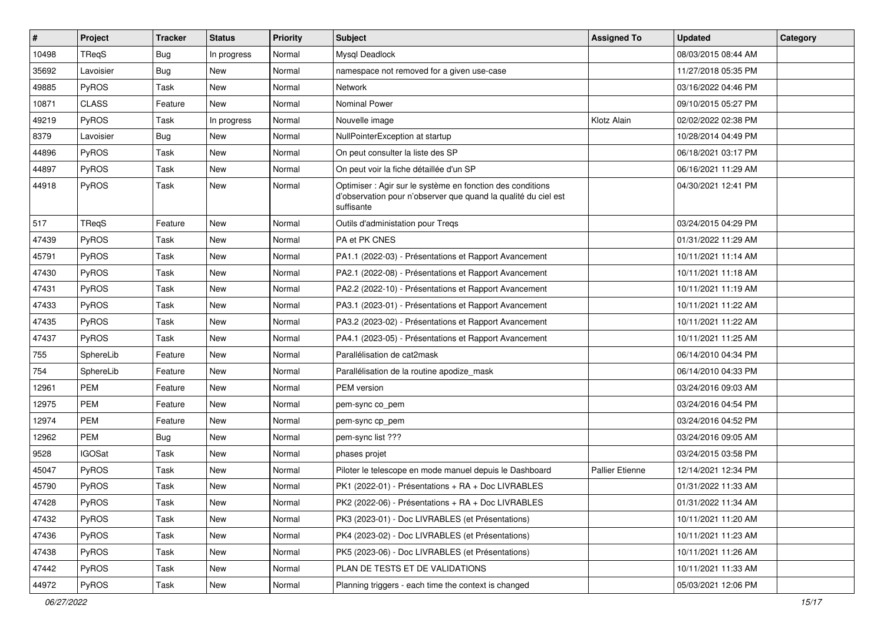| # | Project | Tracker | Status | Priority | Subject | Assigned To | Updated | Category |
|---|---|---|---|---|---|---|---|---|
| 10498 | TReqS | Bug | In progress | Normal | Mysql Deadlock | | 08/03/2015 08:44 AM | |
| 35692 | Lavoisier | Bug | New | Normal | namespace not removed for a given use-case | | 11/27/2018 05:35 PM | |
| 49885 | PyROS | Task | New | Normal | Network | | 03/16/2022 04:46 PM | |
| 10871 | CLASS | Feature | New | Normal | Nominal Power | | 09/10/2015 05:27 PM | |
| 49219 | PyROS | Task | In progress | Normal | Nouvelle image | Klotz Alain | 02/02/2022 02:38 PM | |
| 8379 | Lavoisier | Bug | New | Normal | NullPointerException at startup | | 10/28/2014 04:49 PM | |
| 44896 | PyROS | Task | New | Normal | On peut consulter la liste des SP | | 06/18/2021 03:17 PM | |
| 44897 | PyROS | Task | New | Normal | On peut voir la fiche détaillée d'un SP | | 06/16/2021 11:29 AM | |
| 44918 | PyROS | Task | New | Normal | Optimiser : Agir sur le système en fonction des conditions d'observation pour n'observer que quand la qualité du ciel est suffisante | | 04/30/2021 12:41 PM | |
| 517 | TReqS | Feature | New | Normal | Outils d'administation pour Treqs | | 03/24/2015 04:29 PM | |
| 47439 | PyROS | Task | New | Normal | PA et PK CNES | | 01/31/2022 11:29 AM | |
| 45791 | PyROS | Task | New | Normal | PA1.1 (2022-03) - Présentations et Rapport Avancement | | 10/11/2021 11:14 AM | |
| 47430 | PyROS | Task | New | Normal | PA2.1 (2022-08) - Présentations et Rapport Avancement | | 10/11/2021 11:18 AM | |
| 47431 | PyROS | Task | New | Normal | PA2.2 (2022-10) - Présentations et Rapport Avancement | | 10/11/2021 11:19 AM | |
| 47433 | PyROS | Task | New | Normal | PA3.1 (2023-01) - Présentations et Rapport Avancement | | 10/11/2021 11:22 AM | |
| 47435 | PyROS | Task | New | Normal | PA3.2 (2023-02) - Présentations et Rapport Avancement | | 10/11/2021 11:22 AM | |
| 47437 | PyROS | Task | New | Normal | PA4.1 (2023-05) - Présentations et Rapport Avancement | | 10/11/2021 11:25 AM | |
| 755 | SphereLib | Feature | New | Normal | Parallélisation de cat2mask | | 06/14/2010 04:34 PM | |
| 754 | SphereLib | Feature | New | Normal | Parallélisation de la routine apodize_mask | | 06/14/2010 04:33 PM | |
| 12961 | PEM | Feature | New | Normal | PEM version | | 03/24/2016 09:03 AM | |
| 12975 | PEM | Feature | New | Normal | pem-sync co_pem | | 03/24/2016 04:54 PM | |
| 12974 | PEM | Feature | New | Normal | pem-sync cp_pem | | 03/24/2016 04:52 PM | |
| 12962 | PEM | Bug | New | Normal | pem-sync list ??? | | 03/24/2016 09:05 AM | |
| 9528 | IGOSat | Task | New | Normal | phases projet | | 03/24/2015 03:58 PM | |
| 45047 | PyROS | Task | New | Normal | Piloter le telescope en mode manuel depuis le Dashboard | Pallier Etienne | 12/14/2021 12:34 PM | |
| 45790 | PyROS | Task | New | Normal | PK1 (2022-01) - Présentations + RA + Doc LIVRABLES | | 01/31/2022 11:33 AM | |
| 47428 | PyROS | Task | New | Normal | PK2 (2022-06) - Présentations + RA + Doc LIVRABLES | | 01/31/2022 11:34 AM | |
| 47432 | PyROS | Task | New | Normal | PK3 (2023-01) - Doc LIVRABLES (et Présentations) | | 10/11/2021 11:20 AM | |
| 47436 | PyROS | Task | New | Normal | PK4 (2023-02) - Doc LIVRABLES (et Présentations) | | 10/11/2021 11:23 AM | |
| 47438 | PyROS | Task | New | Normal | PK5 (2023-06) - Doc LIVRABLES (et Présentations) | | 10/11/2021 11:26 AM | |
| 47442 | PyROS | Task | New | Normal | PLAN DE TESTS ET DE VALIDATIONS | | 10/11/2021 11:33 AM | |
| 44972 | PyROS | Task | New | Normal | Planning triggers - each time the context is changed | | 05/03/2021 12:06 PM | |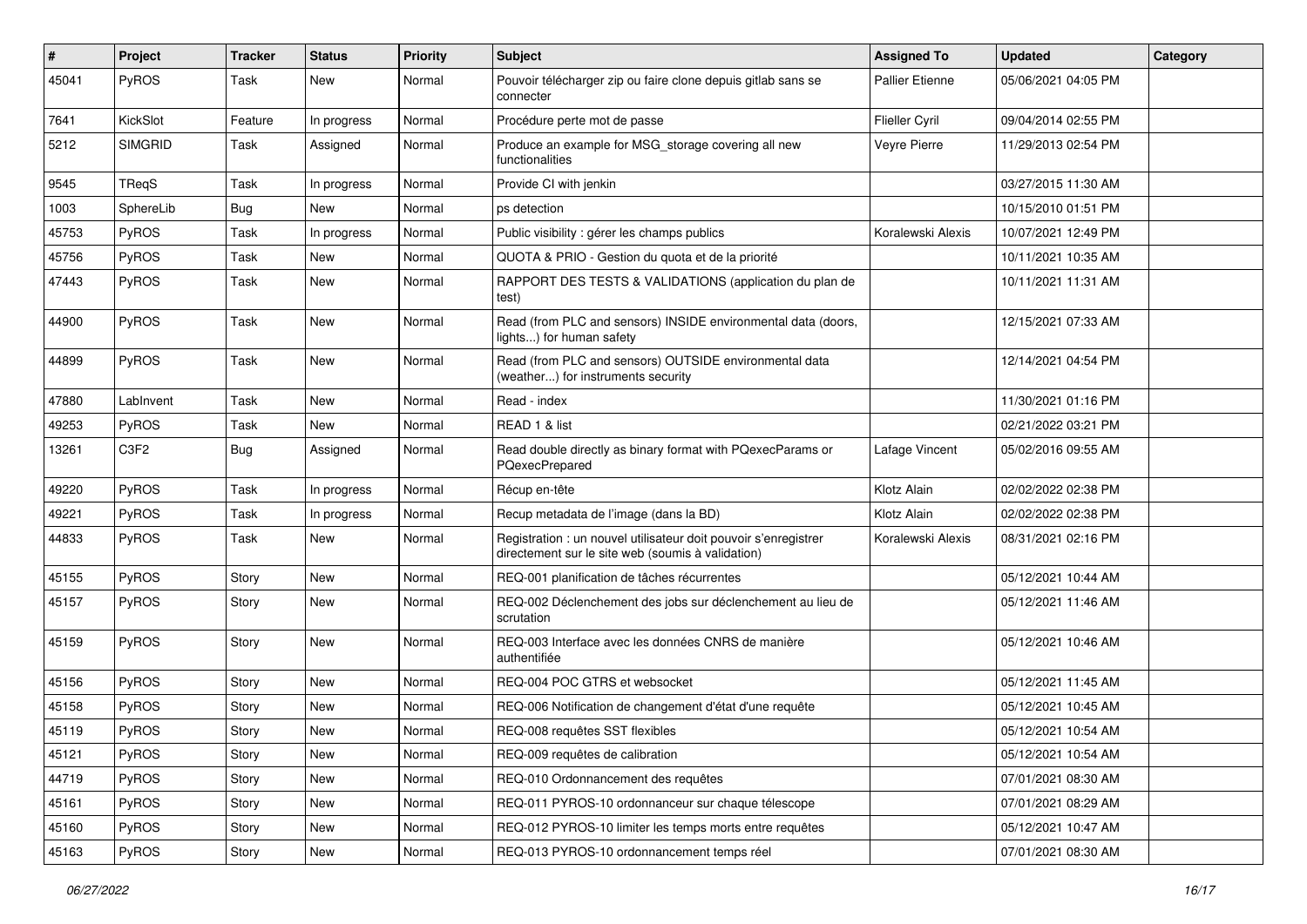| # | Project | Tracker | Status | Priority | Subject | Assigned To | Updated | Category |
| --- | --- | --- | --- | --- | --- | --- | --- | --- |
| 45041 | PyROS | Task | New | Normal | Pouvoir télécharger zip ou faire clone depuis gitlab sans se connecter | Pallier Etienne | 05/06/2021 04:05 PM | |
| 7641 | KickSlot | Feature | In progress | Normal | Procédure perte mot de passe | Flieller Cyril | 09/04/2014 02:55 PM | |
| 5212 | SIMGRID | Task | Assigned | Normal | Produce an example for MSG_storage covering all new functionalities | Veyre Pierre | 11/29/2013 02:54 PM | |
| 9545 | TReqS | Task | In progress | Normal | Provide CI with jenkin | | 03/27/2015 11:30 AM | |
| 1003 | SphereLib | Bug | New | Normal | ps detection | | 10/15/2010 01:51 PM | |
| 45753 | PyROS | Task | In progress | Normal | Public visibility : gérer les champs publics | Koralewski Alexis | 10/07/2021 12:49 PM | |
| 45756 | PyROS | Task | New | Normal | QUOTA & PRIO - Gestion du quota et de la priorité | | 10/11/2021 10:35 AM | |
| 47443 | PyROS | Task | New | Normal | RAPPORT DES TESTS & VALIDATIONS (application du plan de test) | | 10/11/2021 11:31 AM | |
| 44900 | PyROS | Task | New | Normal | Read (from PLC and sensors) INSIDE environmental data (doors, lights...) for human safety | | 12/15/2021 07:33 AM | |
| 44899 | PyROS | Task | New | Normal | Read (from PLC and sensors) OUTSIDE environmental data (weather...) for instruments security | | 12/14/2021 04:54 PM | |
| 47880 | LabInvent | Task | New | Normal | Read - index | | 11/30/2021 01:16 PM | |
| 49253 | PyROS | Task | New | Normal | READ 1 & list | | 02/21/2022 03:21 PM | |
| 13261 | C3F2 | Bug | Assigned | Normal | Read double directly as binary format with PQexecParams or PQexecPrepared | Lafage Vincent | 05/02/2016 09:55 AM | |
| 49220 | PyROS | Task | In progress | Normal | Récup en-tête | Klotz Alain | 02/02/2022 02:38 PM | |
| 49221 | PyROS | Task | In progress | Normal | Recup metadata de l'image (dans la BD) | Klotz Alain | 02/02/2022 02:38 PM | |
| 44833 | PyROS | Task | New | Normal | Registration : un nouvel utilisateur doit pouvoir s'enregistrer directement sur le site web (soumis à validation) | Koralewski Alexis | 08/31/2021 02:16 PM | |
| 45155 | PyROS | Story | New | Normal | REQ-001 planification de tâches récurrentes | | 05/12/2021 10:44 AM | |
| 45157 | PyROS | Story | New | Normal | REQ-002 Déclenchement des jobs sur déclenchement au lieu de scrutation | | 05/12/2021 11:46 AM | |
| 45159 | PyROS | Story | New | Normal | REQ-003 Interface avec les données CNRS de manière authentifiée | | 05/12/2021 10:46 AM | |
| 45156 | PyROS | Story | New | Normal | REQ-004 POC GTRS et websocket | | 05/12/2021 11:45 AM | |
| 45158 | PyROS | Story | New | Normal | REQ-006 Notification de changement d'état d'une requête | | 05/12/2021 10:45 AM | |
| 45119 | PyROS | Story | New | Normal | REQ-008 requêtes SST flexibles | | 05/12/2021 10:54 AM | |
| 45121 | PyROS | Story | New | Normal | REQ-009 requêtes de calibration | | 05/12/2021 10:54 AM | |
| 44719 | PyROS | Story | New | Normal | REQ-010 Ordonnancement des requêtes | | 07/01/2021 08:30 AM | |
| 45161 | PyROS | Story | New | Normal | REQ-011 PYROS-10 ordonnanceur sur chaque télescope | | 07/01/2021 08:29 AM | |
| 45160 | PyROS | Story | New | Normal | REQ-012 PYROS-10 limiter les temps morts entre requêtes | | 05/12/2021 10:47 AM | |
| 45163 | PyROS | Story | New | Normal | REQ-013 PYROS-10 ordonnancement temps réel | | 07/01/2021 08:30 AM | |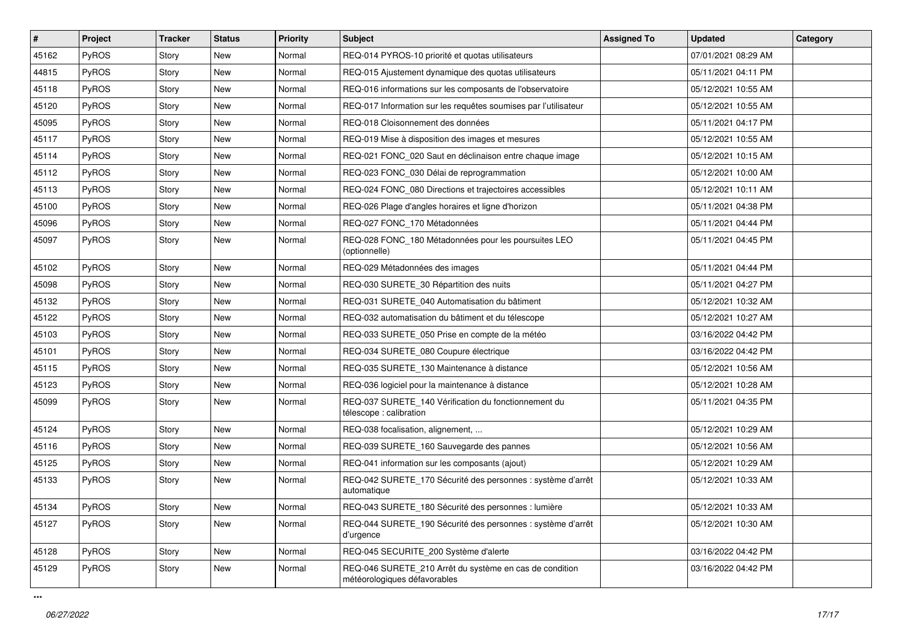| # | Project | Tracker | Status | Priority | Subject | Assigned To | Updated | Category |
|---|---|---|---|---|---|---|---|---|
| 45162 | PyROS | Story | New | Normal | REQ-014 PYROS-10 priorité et quotas utilisateurs | | 07/01/2021 08:29 AM | |
| 44815 | PyROS | Story | New | Normal | REQ-015 Ajustement dynamique des quotas utilisateurs | | 05/11/2021 04:11 PM | |
| 45118 | PyROS | Story | New | Normal | REQ-016 informations sur les composants de l'observatoire | | 05/12/2021 10:55 AM | |
| 45120 | PyROS | Story | New | Normal | REQ-017 Information sur les requêtes soumises par l'utilisateur | | 05/12/2021 10:55 AM | |
| 45095 | PyROS | Story | New | Normal | REQ-018 Cloisonnement des données | | 05/11/2021 04:17 PM | |
| 45117 | PyROS | Story | New | Normal | REQ-019 Mise à disposition des images et mesures | | 05/12/2021 10:55 AM | |
| 45114 | PyROS | Story | New | Normal | REQ-021 FONC_020 Saut en déclinaison entre chaque image | | 05/12/2021 10:15 AM | |
| 45112 | PyROS | Story | New | Normal | REQ-023 FONC_030 Délai de reprogrammation | | 05/12/2021 10:00 AM | |
| 45113 | PyROS | Story | New | Normal | REQ-024 FONC_080 Directions et trajectoires accessibles | | 05/12/2021 10:11 AM | |
| 45100 | PyROS | Story | New | Normal | REQ-026 Plage d'angles horaires et ligne d'horizon | | 05/11/2021 04:38 PM | |
| 45096 | PyROS | Story | New | Normal | REQ-027 FONC_170 Métadonnées | | 05/11/2021 04:44 PM | |
| 45097 | PyROS | Story | New | Normal | REQ-028 FONC_180 Métadonnées pour les poursuites LEO (optionnelle) | | 05/11/2021 04:45 PM | |
| 45102 | PyROS | Story | New | Normal | REQ-029 Métadonnées des images | | 05/11/2021 04:44 PM | |
| 45098 | PyROS | Story | New | Normal | REQ-030 SURETE_30 Répartition des nuits | | 05/11/2021 04:27 PM | |
| 45132 | PyROS | Story | New | Normal | REQ-031 SURETE_040 Automatisation du bâtiment | | 05/12/2021 10:32 AM | |
| 45122 | PyROS | Story | New | Normal | REQ-032 automatisation du bâtiment et du télescope | | 05/12/2021 10:27 AM | |
| 45103 | PyROS | Story | New | Normal | REQ-033 SURETE_050 Prise en compte de la météo | | 03/16/2022 04:42 PM | |
| 45101 | PyROS | Story | New | Normal | REQ-034 SURETE_080 Coupure électrique | | 03/16/2022 04:42 PM | |
| 45115 | PyROS | Story | New | Normal | REQ-035 SURETE_130 Maintenance à distance | | 05/12/2021 10:56 AM | |
| 45123 | PyROS | Story | New | Normal | REQ-036 logiciel pour la maintenance à distance | | 05/12/2021 10:28 AM | |
| 45099 | PyROS | Story | New | Normal | REQ-037 SURETE_140 Vérification du fonctionnement du télescope : calibration | | 05/11/2021 04:35 PM | |
| 45124 | PyROS | Story | New | Normal | REQ-038 focalisation, alignement, ... | | 05/12/2021 10:29 AM | |
| 45116 | PyROS | Story | New | Normal | REQ-039 SURETE_160 Sauvegarde des pannes | | 05/12/2021 10:56 AM | |
| 45125 | PyROS | Story | New | Normal | REQ-041 information sur les composants (ajout) | | 05/12/2021 10:29 AM | |
| 45133 | PyROS | Story | New | Normal | REQ-042 SURETE_170 Sécurité des personnes : système d'arrêt automatique | | 05/12/2021 10:33 AM | |
| 45134 | PyROS | Story | New | Normal | REQ-043 SURETE_180 Sécurité des personnes : lumière | | 05/12/2021 10:33 AM | |
| 45127 | PyROS | Story | New | Normal | REQ-044 SURETE_190 Sécurité des personnes : système d'arrêt d'urgence | | 05/12/2021 10:30 AM | |
| 45128 | PyROS | Story | New | Normal | REQ-045 SECURITE_200 Système d'alerte | | 03/16/2022 04:42 PM | |
| 45129 | PyROS | Story | New | Normal | REQ-046 SURETE_210 Arrêt du système en cas de condition météorologiques défavorables | | 03/16/2022 04:42 PM | |

...